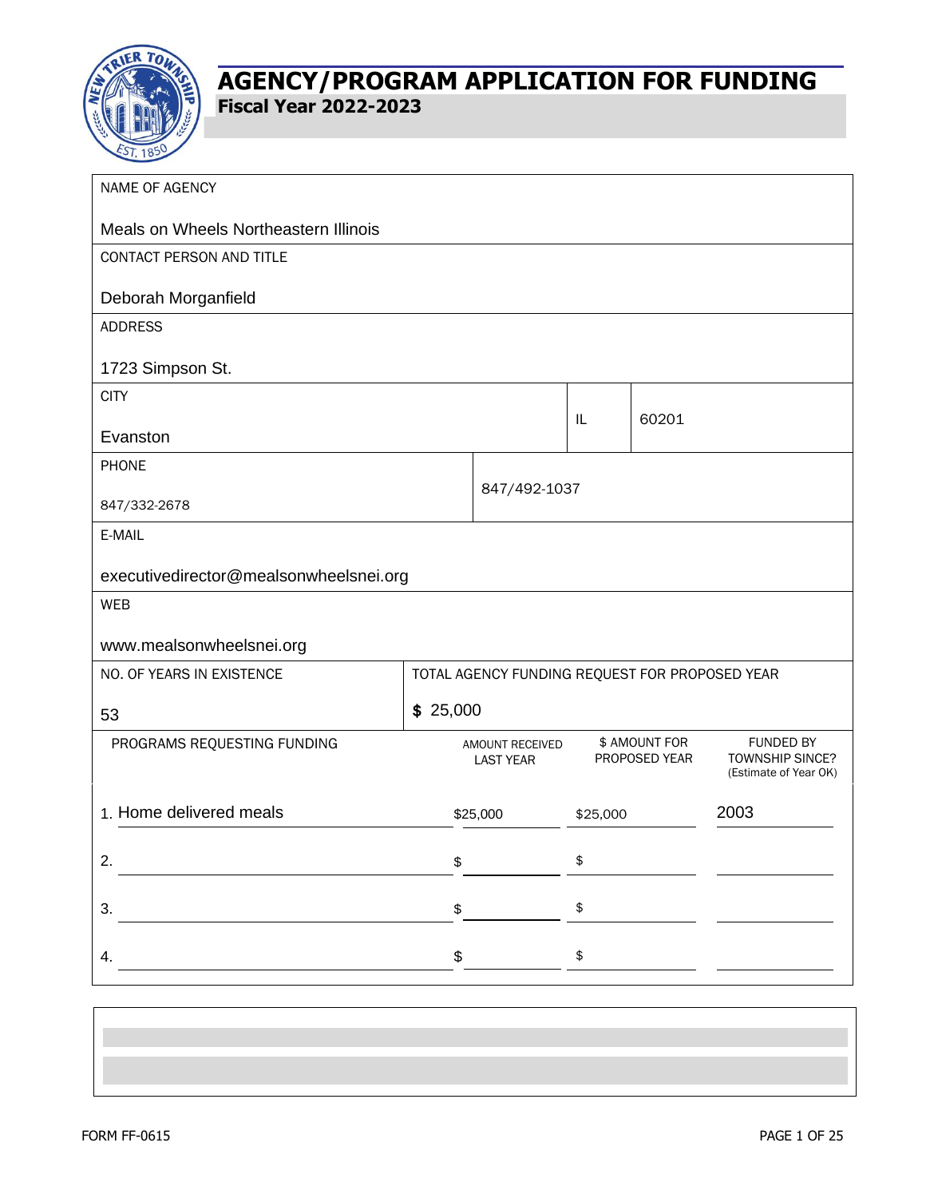# AGENCY/PROGRAM APPLICATION FOR FUNDING

## Fiscal Year 2022-2023

**NAME OF AGENCY**

Meals on Wheels Northeastern Illinois

**CONTACT PERSON AND TITLE**

Deborah Morganfield

**ADDRESS**

1723 Simpson St.

| CITY | | |
|---|---|---|
| Evanston | IL | 60201 |

| PHONE | |
|---|---|
| 847/332-2678 | 847/492-1037 |

**E-MAIL**

executivedirector@mealsonwheelsnei.org

**WEB**

www.mealsonwheelsnei.org

| NO. OF YEARS IN EXISTENCE | TOTAL AGENCY FUNDING REQUEST FOR PROPOSED YEAR |
|---|---|
| 53 | $ 25,000 |

| PROGRAMS REQUESTING FUNDING | AMOUNT RECEIVED LAST YEAR | $ AMOUNT FOR PROPOSED YEAR | FUNDED BY TOWNSHIP SINCE? (Estimate of Year OK) |
|---|---|---|---|
| 1. Home delivered meals | $25,000 | $25,000 | 2003 |
| 2. | $ | $ | |
| 3. | $ | $ | |
| 4. | $ | $ | |

FORM FF-0615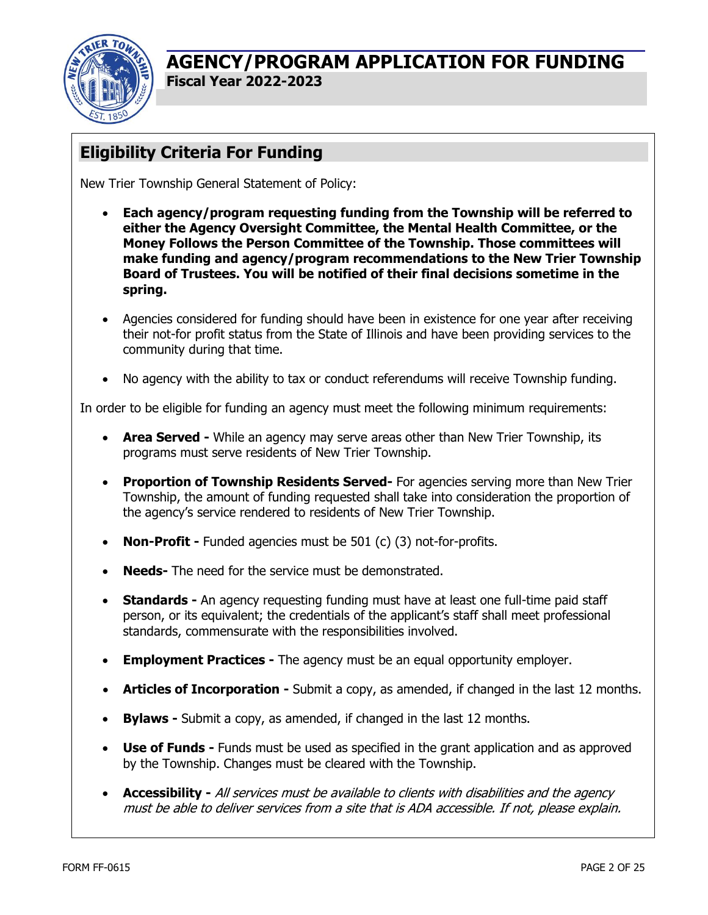# AGENCY/PROGRAM APPLICATION FOR FUNDING

**Fiscal Year 2022-2023**

## Eligibility Criteria For Funding

New Trier Township General Statement of Policy:

- **Each agency/program requesting funding from the Township will be referred to either the Agency Oversight Committee, the Mental Health Committee, or the Money Follows the Person Committee of the Township. Those committees will make funding and agency/program recommendations to the New Trier Township Board of Trustees. You will be notified of their final decisions sometime in the spring.**
- Agencies considered for funding should have been in existence for one year after receiving their not-for profit status from the State of Illinois and have been providing services to the community during that time.
- No agency with the ability to tax or conduct referendums will receive Township funding.

In order to be eligible for funding an agency must meet the following minimum requirements:

- **Area Served -** While an agency may serve areas other than New Trier Township, its programs must serve residents of New Trier Township.
- **Proportion of Township Residents Served-** For agencies serving more than New Trier Township, the amount of funding requested shall take into consideration the proportion of the agency's service rendered to residents of New Trier Township.
- **Non-Profit -** Funded agencies must be 501 (c) (3) not-for-profits.
- **Needs-** The need for the service must be demonstrated.
- **Standards -** An agency requesting funding must have at least one full-time paid staff person, or its equivalent; the credentials of the applicant's staff shall meet professional standards, commensurate with the responsibilities involved.
- **Employment Practices -** The agency must be an equal opportunity employer.
- **Articles of Incorporation -** Submit a copy, as amended, if changed in the last 12 months.
- **Bylaws -** Submit a copy, as amended, if changed in the last 12 months.
- **Use of Funds -** Funds must be used as specified in the grant application and as approved by the Township. Changes must be cleared with the Township.
- **Accessibility -** *All services must be available to clients with disabilities and the agency must be able to deliver services from a site that is ADA accessible. If not, please explain.*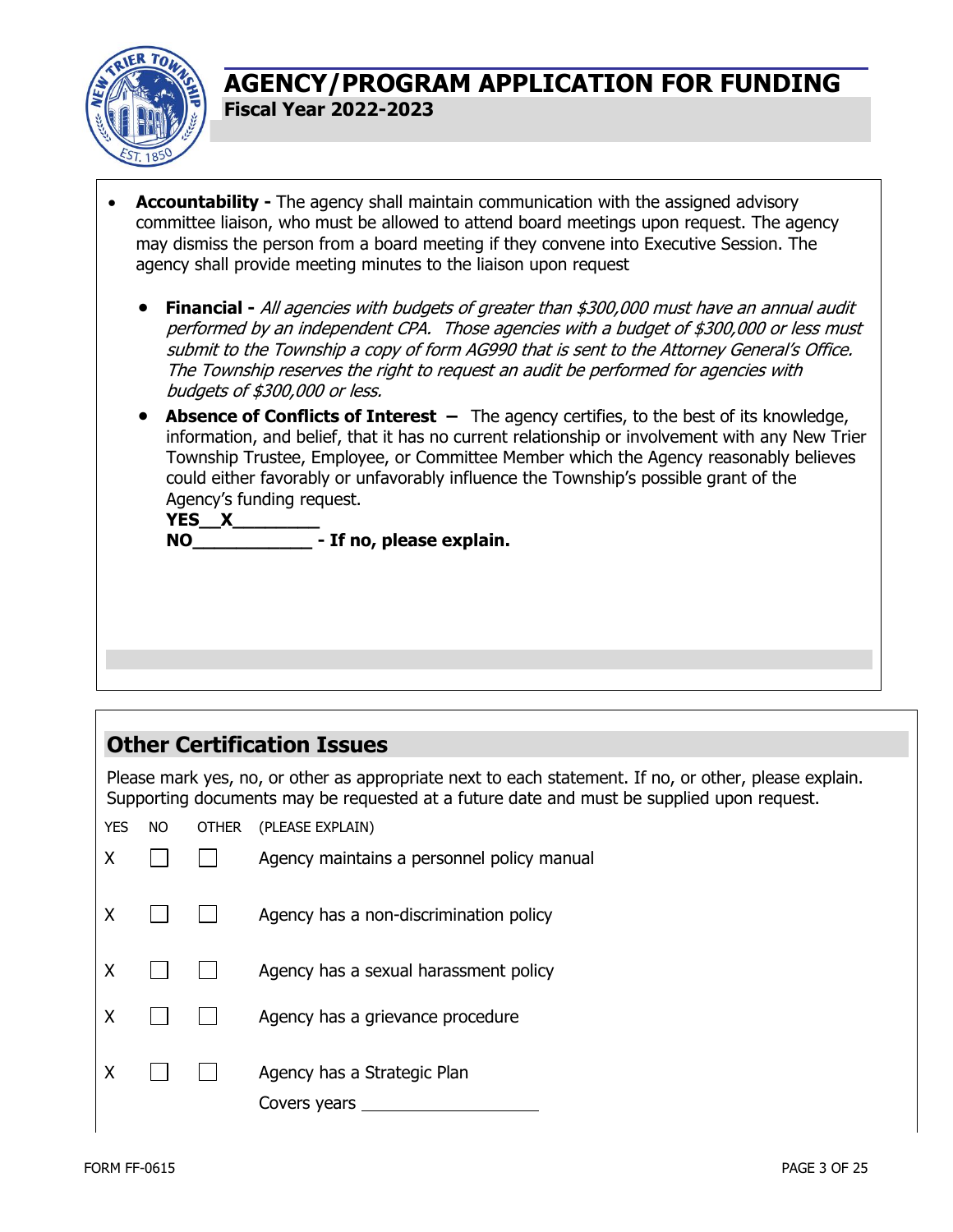# AGENCY/PROGRAM APPLICATION FOR FUNDING

**Fiscal Year 2022-2023**

- **Accountability -** The agency shall maintain communication with the assigned advisory committee liaison, who must be allowed to attend board meetings upon request. The agency may dismiss the person from a board meeting if they convene into Executive Session. The agency shall provide meeting minutes to the liaison upon request

  - **Financial -** *All agencies with budgets of greater than $300,000 must have an annual audit performed by an independent CPA. Those agencies with a budget of $300,000 or less must submit to the Township a copy of form AG990 that is sent to the Attorney General's Office. The Township reserves the right to request an audit be performed for agencies with budgets of $300,000 or less.*
  - **Absence of Conflicts of Interest –** The agency certifies, to the best of its knowledge, information, and belief, that it has no current relationship or involvement with any New Trier Township Trustee, Employee, or Committee Member which the Agency reasonably believes could either favorably or unfavorably influence the Township's possible grant of the Agency's funding request.

    **YES__X________**

    **NO____________ - If no, please explain.**

## Other Certification Issues

Please mark yes, no, or other as appropriate next to each statement. If no, or other, please explain. Supporting documents may be requested at a future date and must be supplied upon request.

| YES | NO | OTHER | (PLEASE EXPLAIN) |
|---|---|---|---|
| X | ☐ | ☐ | Agency maintains a personnel policy manual |
| X | ☐ | ☐ | Agency has a non-discrimination policy |
| X | ☐ | ☐ | Agency has a sexual harassment policy |
| X | ☐ | ☐ | Agency has a grievance procedure |
| X | ☐ | ☐ | Agency has a Strategic Plan<br>Covers years ____________ |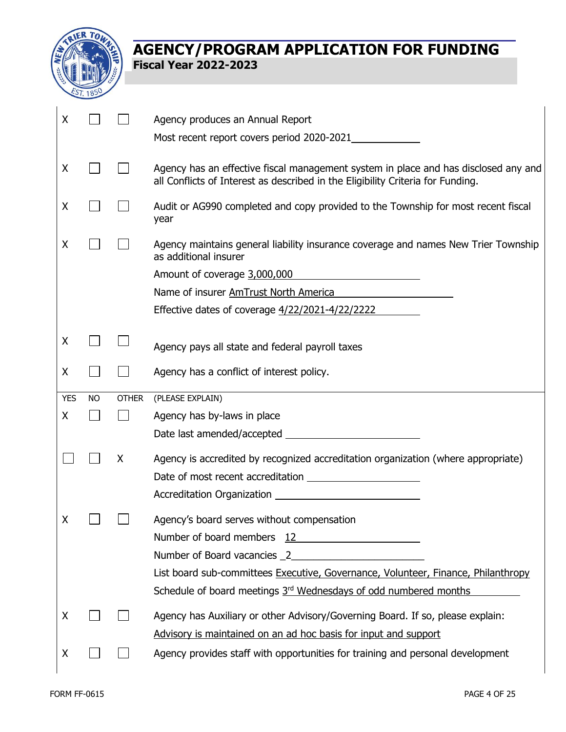# AGENCY/PROGRAM APPLICATION FOR FUNDING

**Fiscal Year 2022-2023**

| | | | |
|---|---|---|---|
| X | ☐ | ☐ | Agency produces an Annual Report<br>Most recent report covers period 2020-2021 |
| X | ☐ | ☐ | Agency has an effective fiscal management system in place and has disclosed any and all Conflicts of Interest as described in the Eligibility Criteria for Funding. |
| X | ☐ | ☐ | Audit or AG990 completed and copy provided to the Township for most recent fiscal year |
| X | ☐ | ☐ | Agency maintains general liability insurance coverage and names New Trier Township as additional insurer<br>Amount of coverage 3,000,000<br>Name of insurer AmTrust North America<br>Effective dates of coverage 4/22/2021-4/22/2222 |
| X | ☐ | ☐ | Agency pays all state and federal payroll taxes |
| X | ☐ | ☐ | Agency has a conflict of interest policy. |

| YES | NO | OTHER | (PLEASE EXPLAIN) |
|---|---|---|---|
| X | ☐ | ☐ | Agency has by-laws in place<br>Date last amended/accepted ________ |
| ☐ | ☐ | X | Agency is accredited by recognized accreditation organization (where appropriate)<br>Date of most recent accreditation ________<br>Accreditation Organization ________ |
| X | ☐ | ☐ | Agency's board serves without compensation<br>Number of board members 12<br>Number of Board vacancies 2<br>List board sub-committees Executive, Governance, Volunteer, Finance, Philanthropy<br>Schedule of board meetings 3rd Wednesdays of odd numbered months |
| X | ☐ | ☐ | Agency has Auxiliary or other Advisory/Governing Board. If so, please explain:<br>Advisory is maintained on an ad hoc basis for input and support |
| X | ☐ | ☐ | Agency provides staff with opportunities for training and personal development |

FORM FF-0615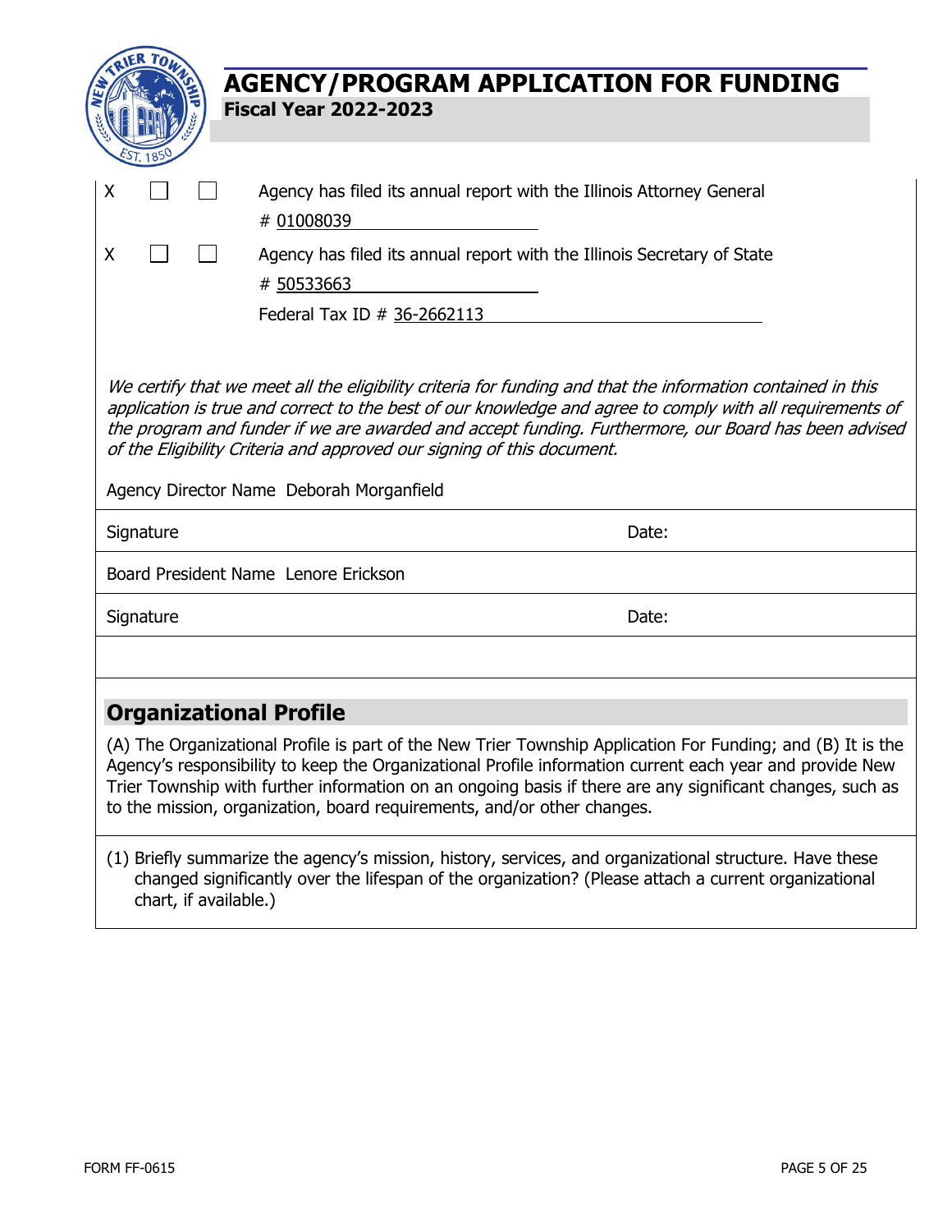# AGENCY/PROGRAM APPLICATION FOR FUNDING

**Fiscal Year 2022-2023**

| | | | |
|---|---|---|---|
| X | ☐ | ☐ | Agency has filed its annual report with the Illinois Attorney General<br># 01008039 |
| X | ☐ | ☐ | Agency has filed its annual report with the Illinois Secretary of State<br># 50533663<br>Federal Tax ID # 36-2662113 |

*We certify that we meet all the eligibility criteria for funding and that the information contained in this application is true and correct to the best of our knowledge and agree to comply with all requirements of the program and funder if we are awarded and accept funding. Furthermore, our Board has been advised of the Eligibility Criteria and approved our signing of this document.*

Agency Director Name Deborah Morganfield

Signature Date:

Board President Name Lenore Erickson

Signature Date:

## Organizational Profile

(A) The Organizational Profile is part of the New Trier Township Application For Funding; and (B) It is the Agency's responsibility to keep the Organizational Profile information current each year and provide New Trier Township with further information on an ongoing basis if there are any significant changes, such as to the mission, organization, board requirements, and/or other changes.

(1) Briefly summarize the agency's mission, history, services, and organizational structure. Have these changed significantly over the lifespan of the organization? (Please attach a current organizational chart, if available.)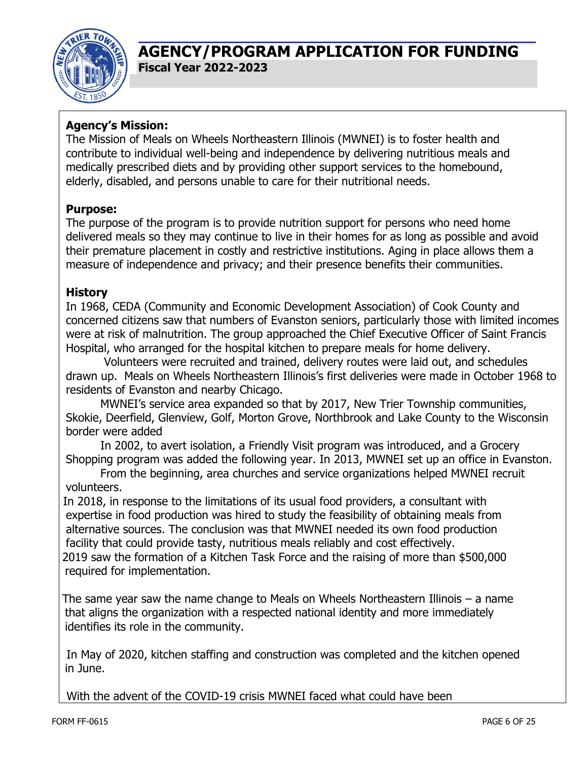# AGENCY/PROGRAM APPLICATION FOR FUNDING

**Fiscal Year 2022-2023**

**Agency's Mission:**
The Mission of Meals on Wheels Northeastern Illinois (MWNEI) is to foster health and contribute to individual well-being and independence by delivering nutritious meals and medically prescribed diets and by providing other support services to the homebound, elderly, disabled, and persons unable to care for their nutritional needs.

**Purpose:**
The purpose of the program is to provide nutrition support for persons who need home delivered meals so they may continue to live in their homes for as long as possible and avoid their premature placement in costly and restrictive institutions. Aging in place allows them a measure of independence and privacy; and their presence benefits their communities.

**History**
In 1968, CEDA (Community and Economic Development Association) of Cook County and concerned citizens saw that numbers of Evanston seniors, particularly those with limited incomes were at risk of malnutrition. The group approached the Chief Executive Officer of Saint Francis Hospital, who arranged for the hospital kitchen to prepare meals for home delivery.

Volunteers were recruited and trained, delivery routes were laid out, and schedules drawn up. Meals on Wheels Northeastern Illinois's first deliveries were made in October 1968 to residents of Evanston and nearby Chicago.

MWNEI's service area expanded so that by 2017, New Trier Township communities, Skokie, Deerfield, Glenview, Golf, Morton Grove, Northbrook and Lake County to the Wisconsin border were added

In 2002, to avert isolation, a Friendly Visit program was introduced, and a Grocery Shopping program was added the following year. In 2013, MWNEI set up an office in Evanston.

From the beginning, area churches and service organizations helped MWNEI recruit volunteers.

In 2018, in response to the limitations of its usual food providers, a consultant with expertise in food production was hired to study the feasibility of obtaining meals from alternative sources. The conclusion was that MWNEI needed its own food production facility that could provide tasty, nutritious meals reliably and cost effectively.

2019 saw the formation of a Kitchen Task Force and the raising of more than $500,000 required for implementation.

The same year saw the name change to Meals on Wheels Northeastern Illinois – a name that aligns the organization with a respected national identity and more immediately identifies its role in the community.

In May of 2020, kitchen staffing and construction was completed and the kitchen opened in June.

With the advent of the COVID-19 crisis MWNEI faced what could have been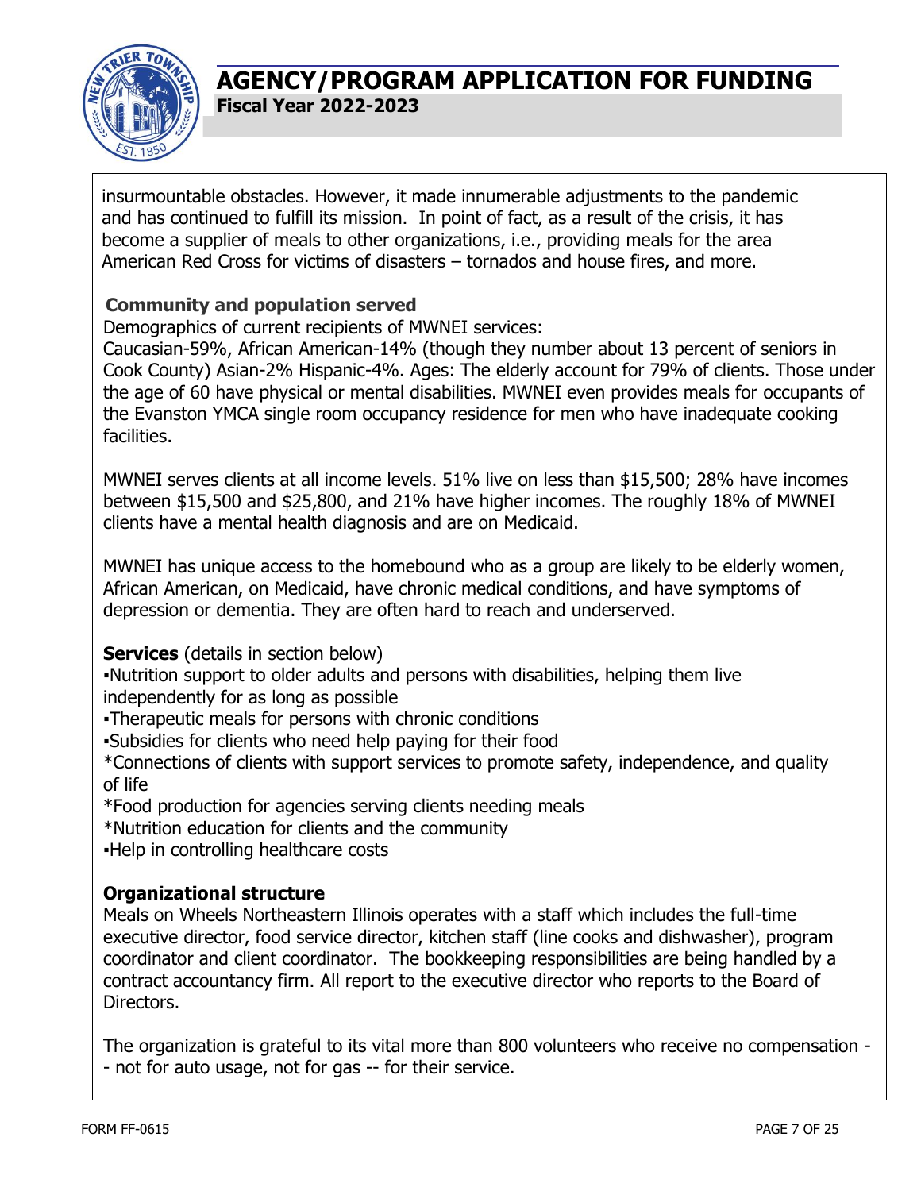insurmountable obstacles. However, it made innumerable adjustments to the pandemic and has continued to fulfill its mission. In point of fact, as a result of the crisis, it has become a supplier of meals to other organizations, i.e., providing meals for the area American Red Cross for victims of disasters – tornados and house fires, and more.

**Community and population served**

Demographics of current recipients of MWNEI services:
Caucasian-59%, African American-14% (though they number about 13 percent of seniors in Cook County) Asian-2% Hispanic-4%. Ages: The elderly account for 79% of clients. Those under the age of 60 have physical or mental disabilities. MWNEI even provides meals for occupants of the Evanston YMCA single room occupancy residence for men who have inadequate cooking facilities.

MWNEI serves clients at all income levels. 51% live on less than $15,500; 28% have incomes between $15,500 and $25,800, and 21% have higher incomes. The roughly 18% of MWNEI clients have a mental health diagnosis and are on Medicaid.

MWNEI has unique access to the homebound who as a group are likely to be elderly women, African American, on Medicaid, have chronic medical conditions, and have symptoms of depression or dementia. They are often hard to reach and underserved.

**Services** (details in section below)

▪Nutrition support to older adults and persons with disabilities, helping them live independently for as long as possible
▪Therapeutic meals for persons with chronic conditions
▪Subsidies for clients who need help paying for their food
*Connections of clients with support services to promote safety, independence, and quality of life
*Food production for agencies serving clients needing meals
*Nutrition education for clients and the community
▪Help in controlling healthcare costs

**Organizational structure**

Meals on Wheels Northeastern Illinois operates with a staff which includes the full-time executive director, food service director, kitchen staff (line cooks and dishwasher), program coordinator and client coordinator. The bookkeeping responsibilities are being handled by a contract accountancy firm. All report to the executive director who reports to the Board of Directors.

The organization is grateful to its vital more than 800 volunteers who receive no compensation -- not for auto usage, not for gas -- for their service.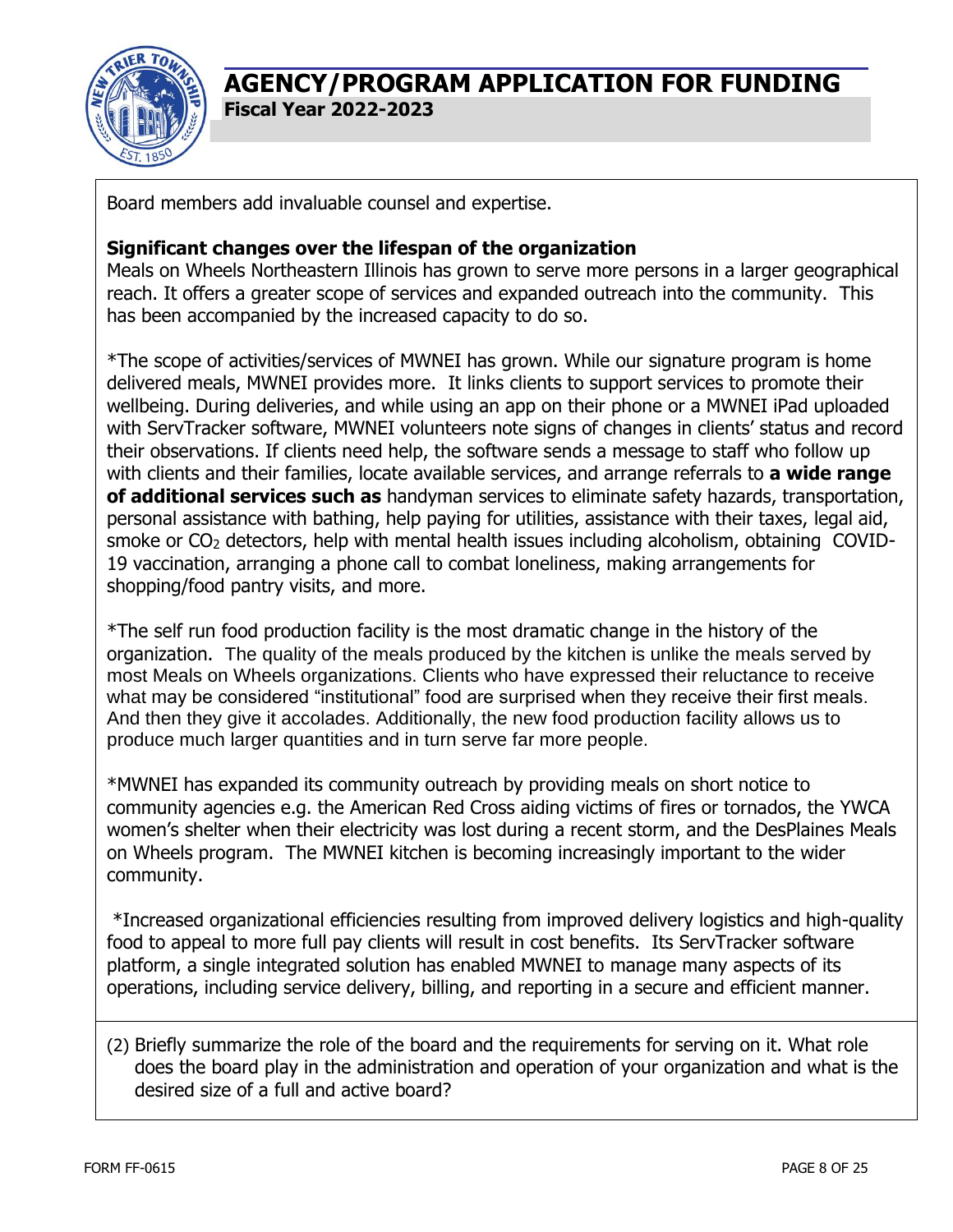Board members add invaluable counsel and expertise.

**Significant changes over the lifespan of the organization**
Meals on Wheels Northeastern Illinois has grown to serve more persons in a larger geographical reach. It offers a greater scope of services and expanded outreach into the community. This has been accompanied by the increased capacity to do so.

*The scope of activities/services of MWNEI has grown. While our signature program is home delivered meals, MWNEI provides more. It links clients to support services to promote their wellbeing. During deliveries, and while using an app on their phone or a MWNEI iPad uploaded with ServTracker software, MWNEI volunteers note signs of changes in clients' status and record their observations. If clients need help, the software sends a message to staff who follow up with clients and their families, locate available services, and arrange referrals to **a wide range of additional services such as** handyman services to eliminate safety hazards, transportation, personal assistance with bathing, help paying for utilities, assistance with their taxes, legal aid, smoke or $CO_2$ detectors, help with mental health issues including alcoholism, obtaining COVID-19 vaccination, arranging a phone call to combat loneliness, making arrangements for shopping/food pantry visits, and more.

*The self run food production facility is the most dramatic change in the history of the organization. The quality of the meals produced by the kitchen is unlike the meals served by most Meals on Wheels organizations. Clients who have expressed their reluctance to receive what may be considered "institutional" food are surprised when they receive their first meals. And then they give it accolades. Additionally, the new food production facility allows us to produce much larger quantities and in turn serve far more people.

*MWNEI has expanded its community outreach by providing meals on short notice to community agencies e.g. the American Red Cross aiding victims of fires or tornados, the YWCA women's shelter when their electricity was lost during a recent storm, and the DesPlaines Meals on Wheels program. The MWNEI kitchen is becoming increasingly important to the wider community.

*Increased organizational efficiencies resulting from improved delivery logistics and high-quality food to appeal to more full pay clients will result in cost benefits. Its ServTracker software platform, a single integrated solution has enabled MWNEI to manage many aspects of its operations, including service delivery, billing, and reporting in a secure and efficient manner.

(2) Briefly summarize the role of the board and the requirements for serving on it. What role does the board play in the administration and operation of your organization and what is the desired size of a full and active board?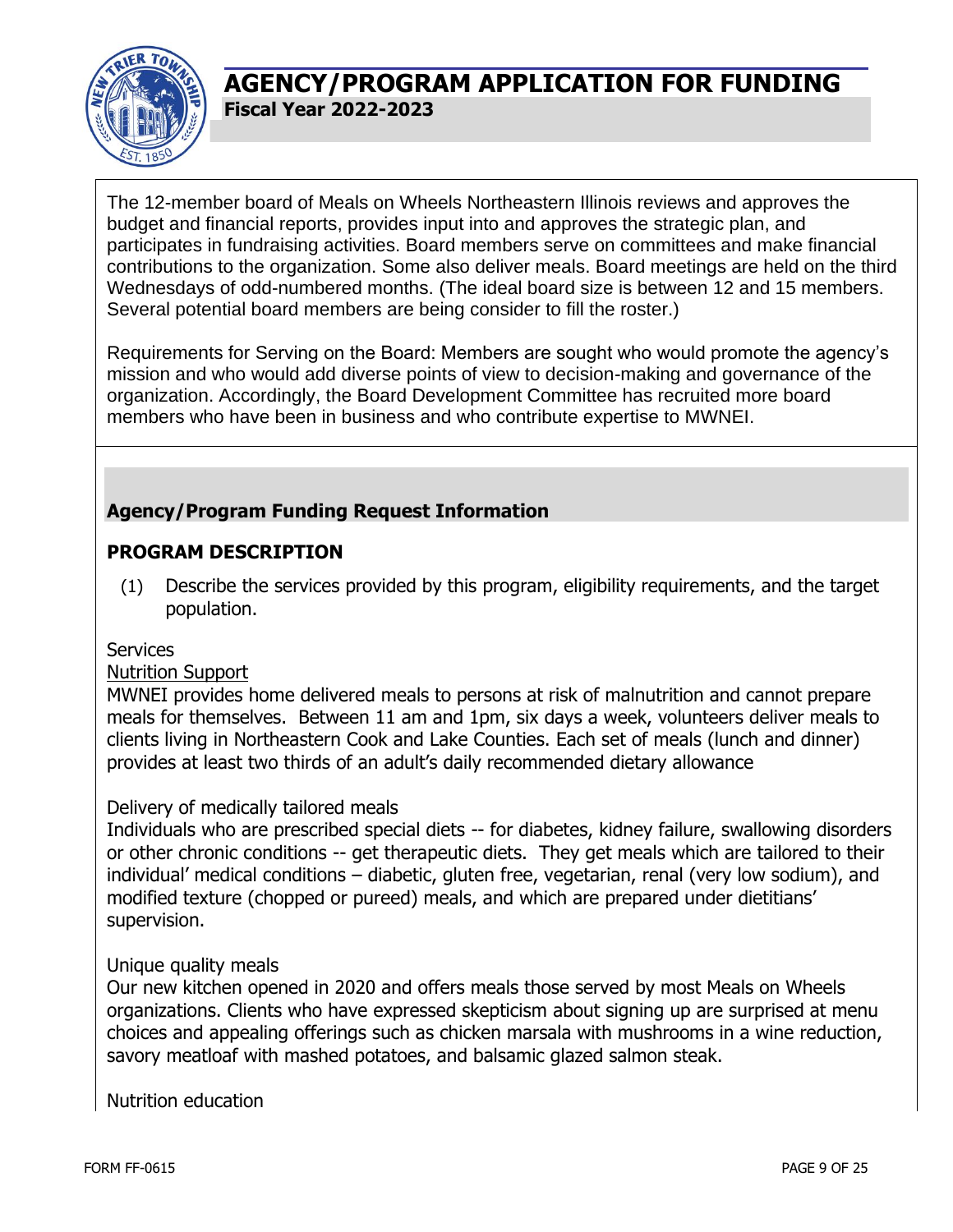The 12-member board of Meals on Wheels Northeastern Illinois reviews and approves the budget and financial reports, provides input into and approves the strategic plan, and participates in fundraising activities. Board members serve on committees and make financial contributions to the organization. Some also deliver meals. Board meetings are held on the third Wednesdays of odd-numbered months. (The ideal board size is between 12 and 15 members. Several potential board members are being consider to fill the roster.)

Requirements for Serving on the Board: Members are sought who would promote the agency's mission and who would add diverse points of view to decision-making and governance of the organization. Accordingly, the Board Development Committee has recruited more board members who have been in business and who contribute expertise to MWNEI.

## Agency/Program Funding Request Information

### PROGRAM DESCRIPTION

(1) Describe the services provided by this program, eligibility requirements, and the target population.

Services

Nutrition Support

MWNEI provides home delivered meals to persons at risk of malnutrition and cannot prepare meals for themselves. Between 11 am and 1pm, six days a week, volunteers deliver meals to clients living in Northeastern Cook and Lake Counties. Each set of meals (lunch and dinner) provides at least two thirds of an adult's daily recommended dietary allowance

Delivery of medically tailored meals

Individuals who are prescribed special diets -- for diabetes, kidney failure, swallowing disorders or other chronic conditions -- get therapeutic diets. They get meals which are tailored to their individual' medical conditions – diabetic, gluten free, vegetarian, renal (very low sodium), and modified texture (chopped or pureed) meals, and which are prepared under dietitians' supervision.

Unique quality meals

Our new kitchen opened in 2020 and offers meals those served by most Meals on Wheels organizations. Clients who have expressed skepticism about signing up are surprised at menu choices and appealing offerings such as chicken marsala with mushrooms in a wine reduction, savory meatloaf with mashed potatoes, and balsamic glazed salmon steak.

Nutrition education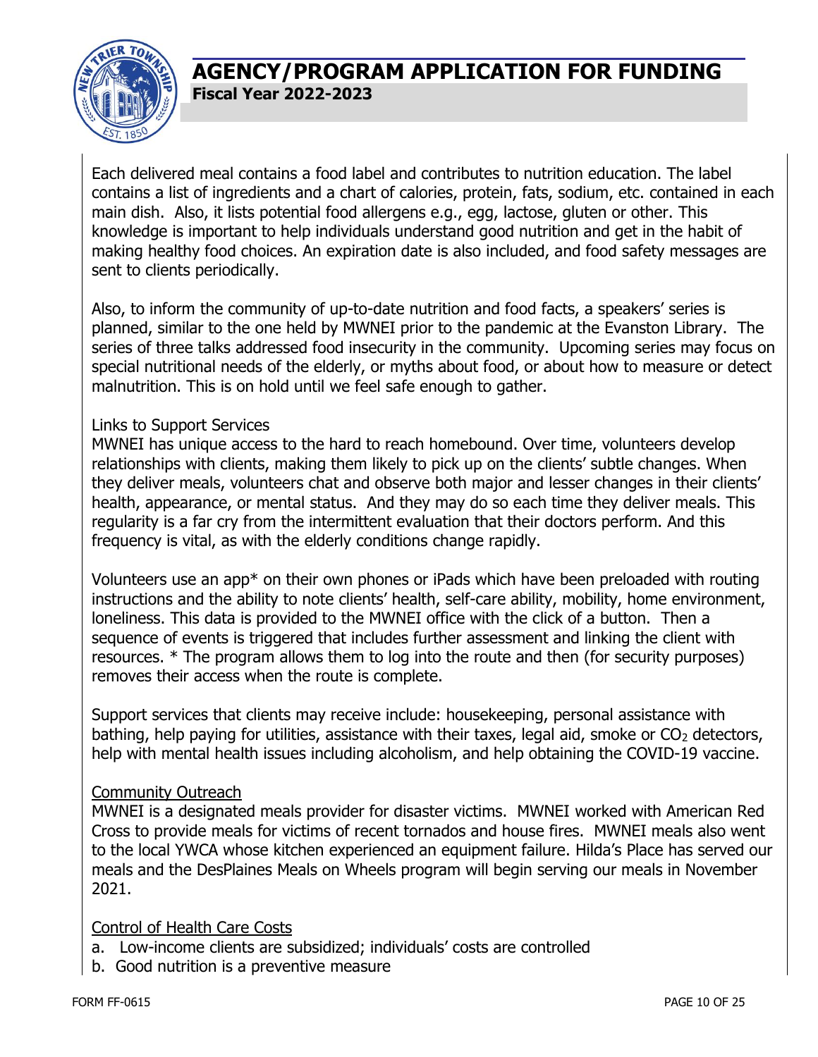Each delivered meal contains a food label and contributes to nutrition education. The label contains a list of ingredients and a chart of calories, protein, fats, sodium, etc. contained in each main dish. Also, it lists potential food allergens e.g., egg, lactose, gluten or other. This knowledge is important to help individuals understand good nutrition and get in the habit of making healthy food choices. An expiration date is also included, and food safety messages are sent to clients periodically.

Also, to inform the community of up-to-date nutrition and food facts, a speakers' series is planned, similar to the one held by MWNEI prior to the pandemic at the Evanston Library. The series of three talks addressed food insecurity in the community. Upcoming series may focus on special nutritional needs of the elderly, or myths about food, or about how to measure or detect malnutrition. This is on hold until we feel safe enough to gather.

Links to Support Services

MWNEI has unique access to the hard to reach homebound. Over time, volunteers develop relationships with clients, making them likely to pick up on the clients' subtle changes. When they deliver meals, volunteers chat and observe both major and lesser changes in their clients' health, appearance, or mental status. And they may do so each time they deliver meals. This regularity is a far cry from the intermittent evaluation that their doctors perform. And this frequency is vital, as with the elderly conditions change rapidly.

Volunteers use an app* on their own phones or iPads which have been preloaded with routing instructions and the ability to note clients' health, self-care ability, mobility, home environment, loneliness. This data is provided to the MWNEI office with the click of a button. Then a sequence of events is triggered that includes further assessment and linking the client with resources. * The program allows them to log into the route and then (for security purposes) removes their access when the route is complete.

Support services that clients may receive include: housekeeping, personal assistance with bathing, help paying for utilities, assistance with their taxes, legal aid, smoke or $CO_2$ detectors, help with mental health issues including alcoholism, and help obtaining the COVID-19 vaccine.

<u>Community Outreach</u>

MWNEI is a designated meals provider for disaster victims. MWNEI worked with American Red Cross to provide meals for victims of recent tornados and house fires. MWNEI meals also went to the local YWCA whose kitchen experienced an equipment failure. Hilda's Place has served our meals and the DesPlaines Meals on Wheels program will begin serving our meals in November 2021.

<u>Control of Health Care Costs</u>

a. Low-income clients are subsidized; individuals' costs are controlled
b. Good nutrition is a preventive measure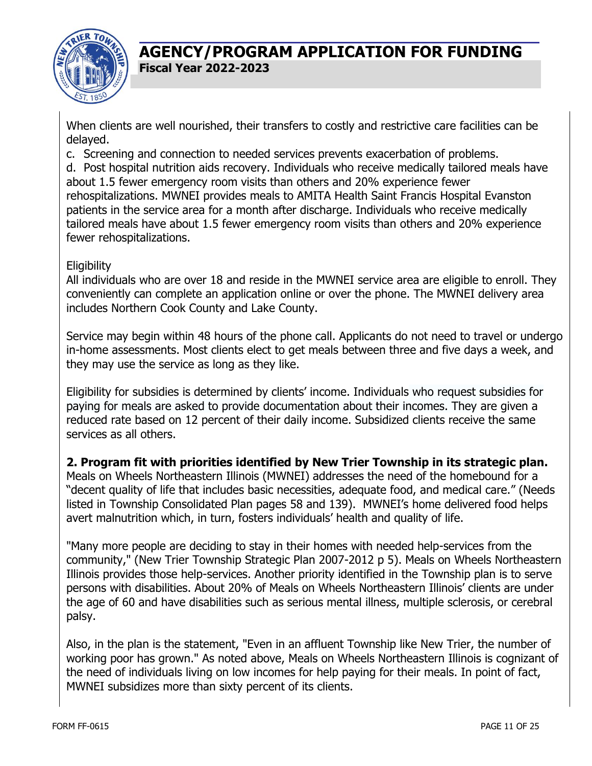When clients are well nourished, their transfers to costly and restrictive care facilities can be delayed.

c. Screening and connection to needed services prevents exacerbation of problems.

d. Post hospital nutrition aids recovery. Individuals who receive medically tailored meals have about 1.5 fewer emergency room visits than others and 20% experience fewer rehospitalizations. MWNEI provides meals to AMITA Health Saint Francis Hospital Evanston patients in the service area for a month after discharge. Individuals who receive medically tailored meals have about 1.5 fewer emergency room visits than others and 20% experience fewer rehospitalizations.

Eligibility

All individuals who are over 18 and reside in the MWNEI service area are eligible to enroll. They conveniently can complete an application online or over the phone. The MWNEI delivery area includes Northern Cook County and Lake County.

Service may begin within 48 hours of the phone call. Applicants do not need to travel or undergo in-home assessments. Most clients elect to get meals between three and five days a week, and they may use the service as long as they like.

Eligibility for subsidies is determined by clients' income. Individuals who request subsidies for paying for meals are asked to provide documentation about their incomes. They are given a reduced rate based on 12 percent of their daily income. Subsidized clients receive the same services as all others.

**2. Program fit with priorities identified by New Trier Township in its strategic plan.**

Meals on Wheels Northeastern Illinois (MWNEI) addresses the need of the homebound for a "decent quality of life that includes basic necessities, adequate food, and medical care." (Needs listed in Township Consolidated Plan pages 58 and 139). MWNEI's home delivered food helps avert malnutrition which, in turn, fosters individuals' health and quality of life.

"Many more people are deciding to stay in their homes with needed help-services from the community," (New Trier Township Strategic Plan 2007-2012 p 5). Meals on Wheels Northeastern Illinois provides those help-services. Another priority identified in the Township plan is to serve persons with disabilities. About 20% of Meals on Wheels Northeastern Illinois' clients are under the age of 60 and have disabilities such as serious mental illness, multiple sclerosis, or cerebral palsy.

Also, in the plan is the statement, "Even in an affluent Township like New Trier, the number of working poor has grown." As noted above, Meals on Wheels Northeastern Illinois is cognizant of the need of individuals living on low incomes for help paying for their meals. In point of fact, MWNEI subsidizes more than sixty percent of its clients.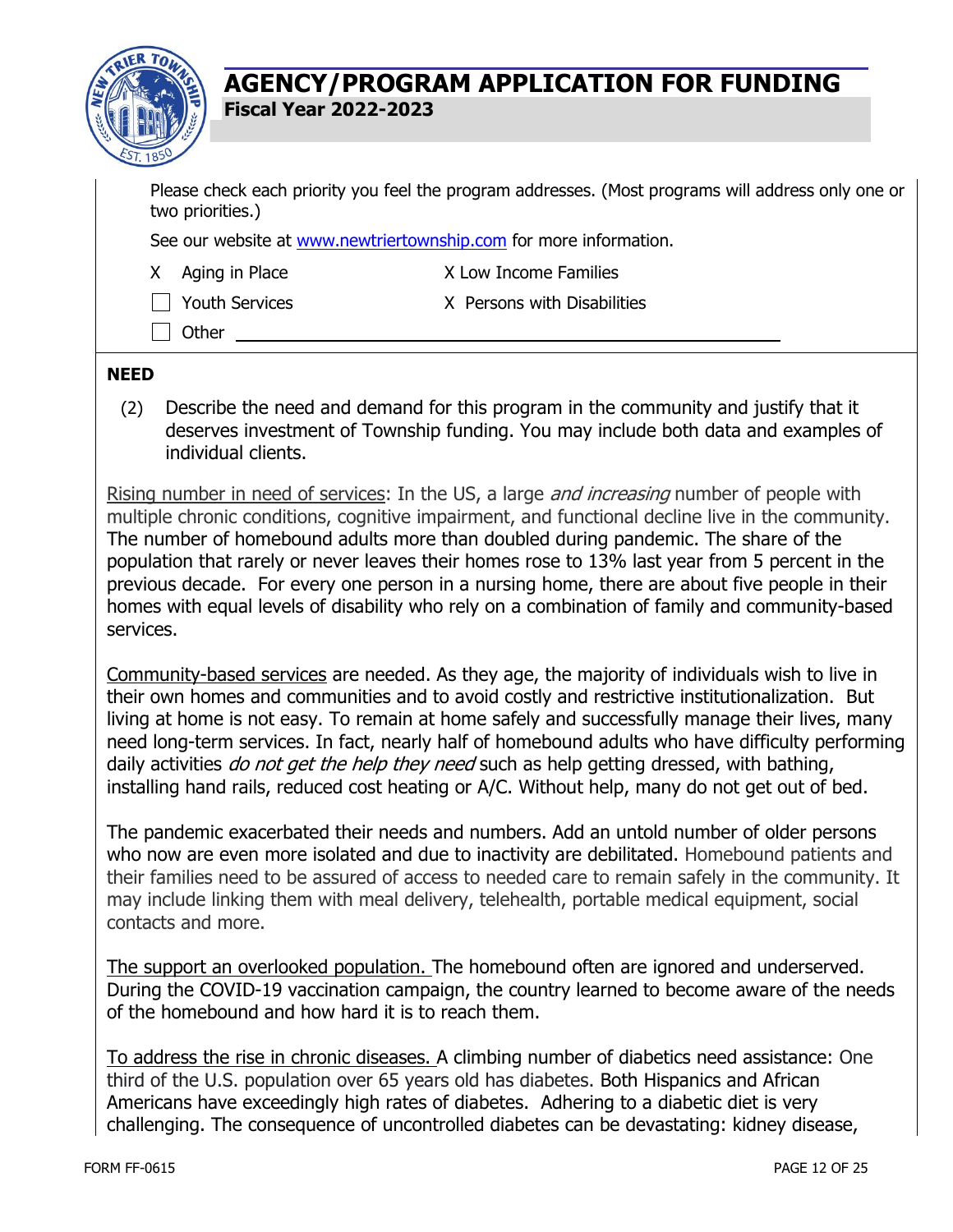Please check each priority you feel the program addresses. (Most programs will address only one or two priorities.)

See our website at www.newtriertownship.com for more information.

- X Aging in Place
- X Low Income Families
- ☐ Youth Services
- X Persons with Disabilities
- ☐ Other ______________________________

**NEED**

(2) Describe the need and demand for this program in the community and justify that it deserves investment of Township funding. You may include both data and examples of individual clients.

Rising number in need of services: In the US, a large *and increasing* number of people with multiple chronic conditions, cognitive impairment, and functional decline live in the community. The number of homebound adults more than doubled during pandemic. The share of the population that rarely or never leaves their homes rose to 13% last year from 5 percent in the previous decade. For every one person in a nursing home, there are about five people in their homes with equal levels of disability who rely on a combination of family and community-based services.

Community-based services are needed. As they age, the majority of individuals wish to live in their own homes and communities and to avoid costly and restrictive institutionalization. But living at home is not easy. To remain at home safely and successfully manage their lives, many need long-term services. In fact, nearly half of homebound adults who have difficulty performing daily activities *do not get the help they need* such as help getting dressed, with bathing, installing hand rails, reduced cost heating or A/C. Without help, many do not get out of bed.

The pandemic exacerbated their needs and numbers. Add an untold number of older persons who now are even more isolated and due to inactivity are debilitated. Homebound patients and their families need to be assured of access to needed care to remain safely in the community. It may include linking them with meal delivery, telehealth, portable medical equipment, social contacts and more.

The support an overlooked population. The homebound often are ignored and underserved. During the COVID-19 vaccination campaign, the country learned to become aware of the needs of the homebound and how hard it is to reach them.

To address the rise in chronic diseases. A climbing number of diabetics need assistance: One third of the U.S. population over 65 years old has diabetes. Both Hispanics and African Americans have exceedingly high rates of diabetes. Adhering to a diabetic diet is very challenging. The consequence of uncontrolled diabetes can be devastating: kidney disease,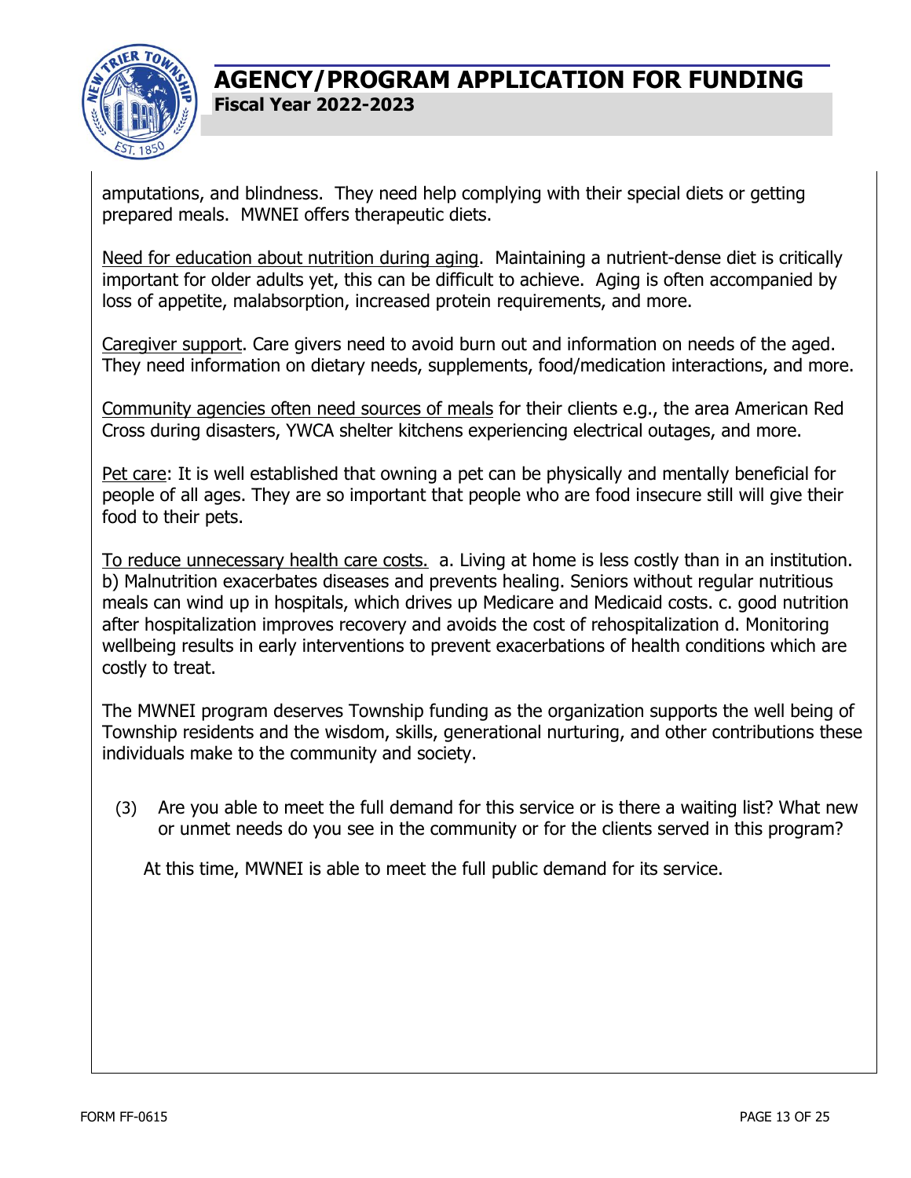amputations, and blindness. They need help complying with their special diets or getting prepared meals. MWNEI offers therapeutic diets.

Need for education about nutrition during aging. Maintaining a nutrient-dense diet is critically important for older adults yet, this can be difficult to achieve. Aging is often accompanied by loss of appetite, malabsorption, increased protein requirements, and more.

Caregiver support. Care givers need to avoid burn out and information on needs of the aged. They need information on dietary needs, supplements, food/medication interactions, and more.

Community agencies often need sources of meals for their clients e.g., the area American Red Cross during disasters, YWCA shelter kitchens experiencing electrical outages, and more.

Pet care: It is well established that owning a pet can be physically and mentally beneficial for people of all ages. They are so important that people who are food insecure still will give their food to their pets.

To reduce unnecessary health care costs. a. Living at home is less costly than in an institution. b) Malnutrition exacerbates diseases and prevents healing. Seniors without regular nutritious meals can wind up in hospitals, which drives up Medicare and Medicaid costs. c. good nutrition after hospitalization improves recovery and avoids the cost of rehospitalization d. Monitoring wellbeing results in early interventions to prevent exacerbations of health conditions which are costly to treat.

The MWNEI program deserves Township funding as the organization supports the well being of Township residents and the wisdom, skills, generational nurturing, and other contributions these individuals make to the community and society.

(3) Are you able to meet the full demand for this service or is there a waiting list? What new or unmet needs do you see in the community or for the clients served in this program?

At this time, MWNEI is able to meet the full public demand for its service.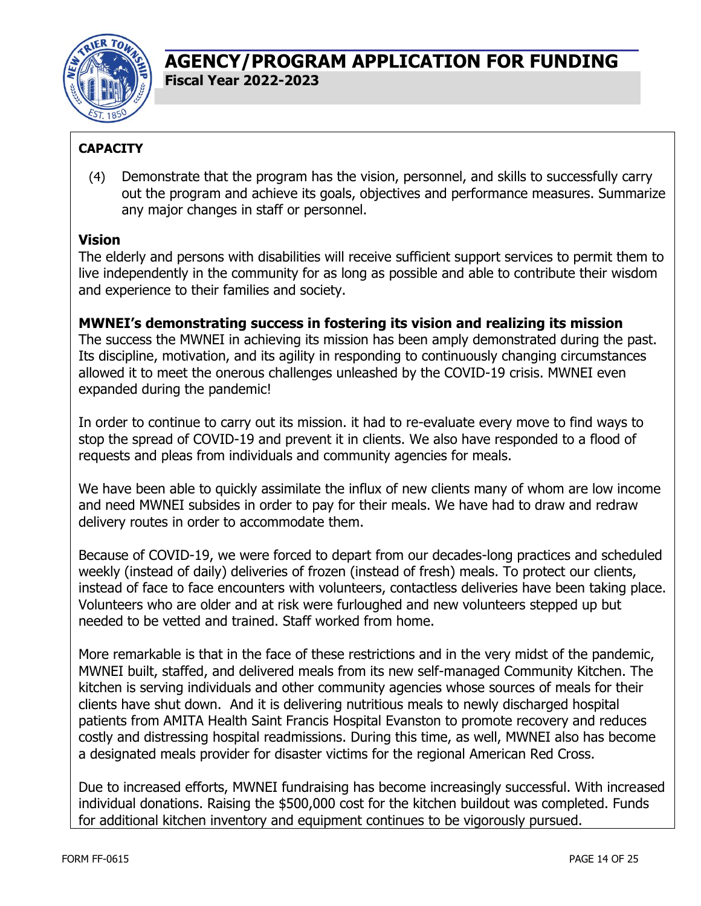# AGENCY/PROGRAM APPLICATION FOR FUNDING

**Fiscal Year 2022-2023**

**CAPACITY**

(4) Demonstrate that the program has the vision, personnel, and skills to successfully carry out the program and achieve its goals, objectives and performance measures. Summarize any major changes in staff or personnel.

**Vision**

The elderly and persons with disabilities will receive sufficient support services to permit them to live independently in the community for as long as possible and able to contribute their wisdom and experience to their families and society.

**MWNEI's demonstrating success in fostering its vision and realizing its mission**

The success the MWNEI in achieving its mission has been amply demonstrated during the past. Its discipline, motivation, and its agility in responding to continuously changing circumstances allowed it to meet the onerous challenges unleashed by the COVID-19 crisis. MWNEI even expanded during the pandemic!

In order to continue to carry out its mission. it had to re-evaluate every move to find ways to stop the spread of COVID-19 and prevent it in clients. We also have responded to a flood of requests and pleas from individuals and community agencies for meals.

We have been able to quickly assimilate the influx of new clients many of whom are low income and need MWNEI subsides in order to pay for their meals. We have had to draw and redraw delivery routes in order to accommodate them.

Because of COVID-19, we were forced to depart from our decades-long practices and scheduled weekly (instead of daily) deliveries of frozen (instead of fresh) meals. To protect our clients, instead of face to face encounters with volunteers, contactless deliveries have been taking place. Volunteers who are older and at risk were furloughed and new volunteers stepped up but needed to be vetted and trained. Staff worked from home.

More remarkable is that in the face of these restrictions and in the very midst of the pandemic, MWNEI built, staffed, and delivered meals from its new self-managed Community Kitchen. The kitchen is serving individuals and other community agencies whose sources of meals for their clients have shut down. And it is delivering nutritious meals to newly discharged hospital patients from AMITA Health Saint Francis Hospital Evanston to promote recovery and reduces costly and distressing hospital readmissions. During this time, as well, MWNEI also has become a designated meals provider for disaster victims for the regional American Red Cross.

Due to increased efforts, MWNEI fundraising has become increasingly successful. With increased individual donations. Raising the $500,000 cost for the kitchen buildout was completed. Funds for additional kitchen inventory and equipment continues to be vigorously pursued.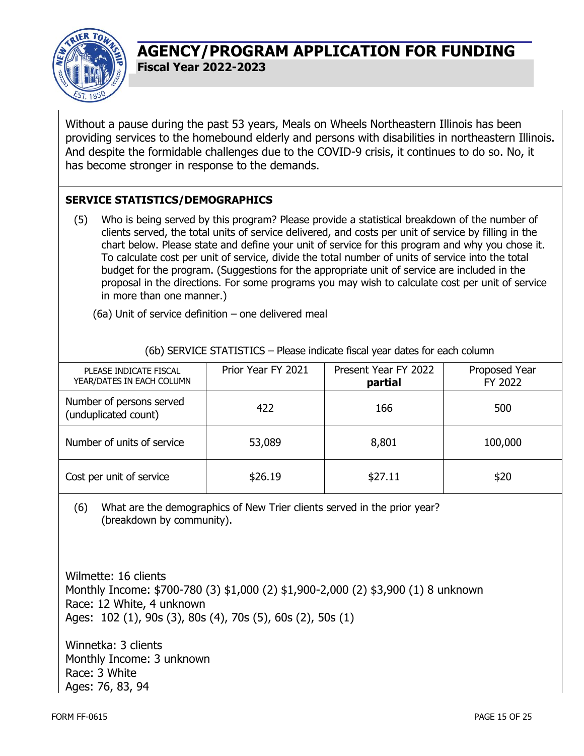Without a pause during the past 53 years, Meals on Wheels Northeastern Illinois has been providing services to the homebound elderly and persons with disabilities in northeastern Illinois. And despite the formidable challenges due to the COVID-9 crisis, it continues to do so. No, it has become stronger in response to the demands.

## SERVICE STATISTICS/DEMOGRAPHICS

(5) Who is being served by this program? Please provide a statistical breakdown of the number of clients served, the total units of service delivered, and costs per unit of service by filling in the chart below. Please state and define your unit of service for this program and why you chose it. To calculate cost per unit of service, divide the total number of units of service into the total budget for the program. (Suggestions for the appropriate unit of service are included in the proposal in the directions. For some programs you may wish to calculate cost per unit of service in more than one manner.)

(6a) Unit of service definition – one delivered meal

(6b) SERVICE STATISTICS – Please indicate fiscal year dates for each column

| PLEASE INDICATE FISCAL YEAR/DATES IN EACH COLUMN | Prior Year FY 2021 | Present Year FY 2022 **partial** | Proposed Year FY 2022 |
|---|---|---|---|
| Number of persons served (unduplicated count) | 422 | 166 | 500 |
| Number of units of service | 53,089 | 8,801 | 100,000 |
| Cost per unit of service | $26.19 | $27.11 | $20 |

(6) What are the demographics of New Trier clients served in the prior year? (breakdown by community).

Wilmette: 16 clients
Monthly Income: $700-780 (3) $1,000 (2) $1,900-2,000 (2) $3,900 (1) 8 unknown
Race: 12 White, 4 unknown
Ages: 102 (1), 90s (3), 80s (4), 70s (5), 60s (2), 50s (1)

Winnetka: 3 clients
Monthly Income: 3 unknown
Race: 3 White
Ages: 76, 83, 94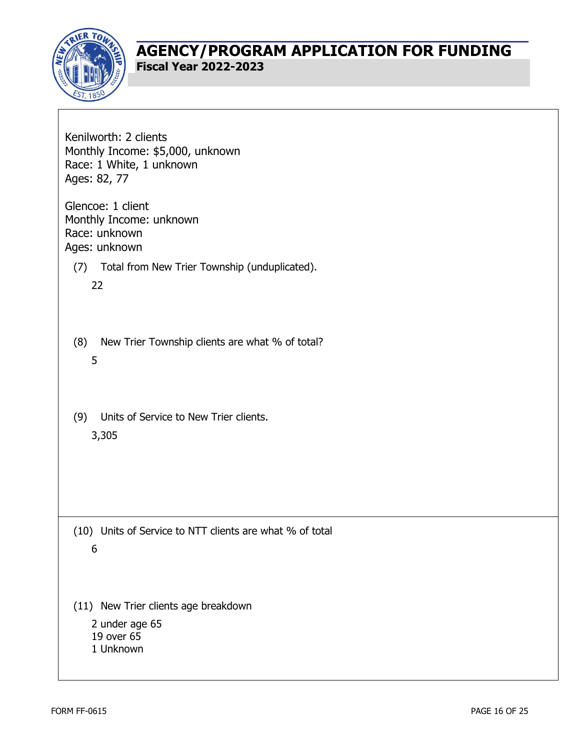Kenilworth: 2 clients
Monthly Income: $5,000, unknown
Race: 1 White, 1 unknown
Ages: 82, 77

Glencoe: 1 client
Monthly Income: unknown
Race: unknown
Ages: unknown

(7) Total from New Trier Township (unduplicated).

22

(8) New Trier Township clients are what % of total?

5

(9) Units of Service to New Trier clients.

3,305

(10) Units of Service to NTT clients are what % of total

6

(11) New Trier clients age breakdown

2 under age 65
19 over 65
1 Unknown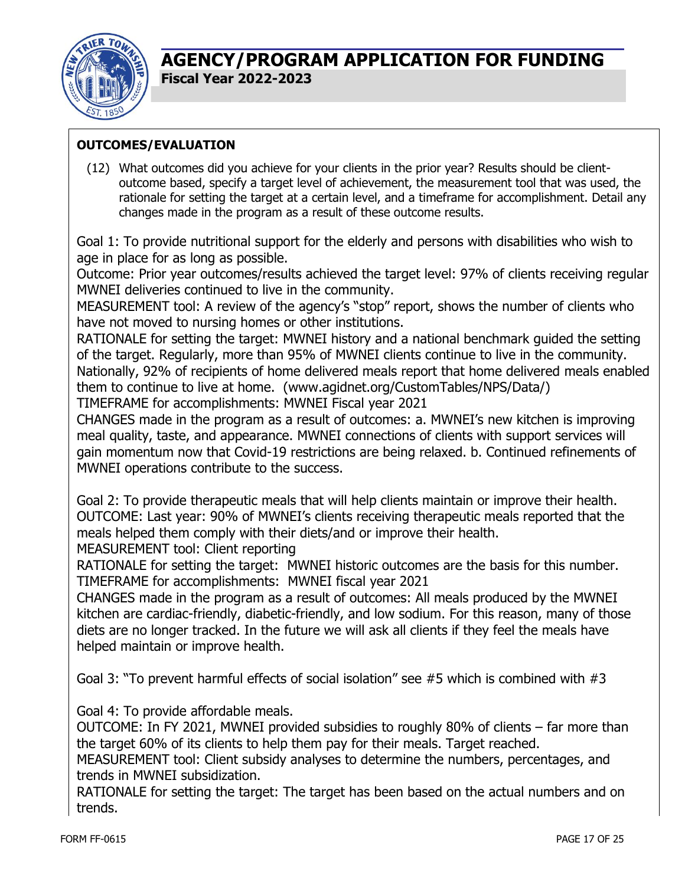## OUTCOMES/EVALUATION

(12) What outcomes did you achieve for your clients in the prior year? Results should be client-outcome based, specify a target level of achievement, the measurement tool that was used, the rationale for setting the target at a certain level, and a timeframe for accomplishment. Detail any changes made in the program as a result of these outcome results.

Goal 1: To provide nutritional support for the elderly and persons with disabilities who wish to age in place for as long as possible.
Outcome: Prior year outcomes/results achieved the target level: 97% of clients receiving regular MWNEI deliveries continued to live in the community.
MEASUREMENT tool: A review of the agency's "stop" report, shows the number of clients who have not moved to nursing homes or other institutions.
RATIONALE for setting the target: MWNEI history and a national benchmark guided the setting of the target. Regularly, more than 95% of MWNEI clients continue to live in the community. Nationally, 92% of recipients of home delivered meals report that home delivered meals enabled them to continue to live at home. (www.agidnet.org/CustomTables/NPS/Data/)
TIMEFRAME for accomplishments: MWNEI Fiscal year 2021
CHANGES made in the program as a result of outcomes: a. MWNEI's new kitchen is improving meal quality, taste, and appearance. MWNEI connections of clients with support services will gain momentum now that Covid-19 restrictions are being relaxed. b. Continued refinements of MWNEI operations contribute to the success.

Goal 2: To provide therapeutic meals that will help clients maintain or improve their health.
OUTCOME: Last year: 90% of MWNEI's clients receiving therapeutic meals reported that the meals helped them comply with their diets/and or improve their health.
MEASUREMENT tool: Client reporting
RATIONALE for setting the target: MWNEI historic outcomes are the basis for this number.
TIMEFRAME for accomplishments: MWNEI fiscal year 2021
CHANGES made in the program as a result of outcomes: All meals produced by the MWNEI kitchen are cardiac-friendly, diabetic-friendly, and low sodium. For this reason, many of those diets are no longer tracked. In the future we will ask all clients if they feel the meals have helped maintain or improve health.

Goal 3: "To prevent harmful effects of social isolation" see #5 which is combined with #3

Goal 4: To provide affordable meals.
OUTCOME: In FY 2021, MWNEI provided subsidies to roughly 80% of clients – far more than the target 60% of its clients to help them pay for their meals. Target reached.
MEASUREMENT tool: Client subsidy analyses to determine the numbers, percentages, and trends in MWNEI subsidization.
RATIONALE for setting the target: The target has been based on the actual numbers and on trends.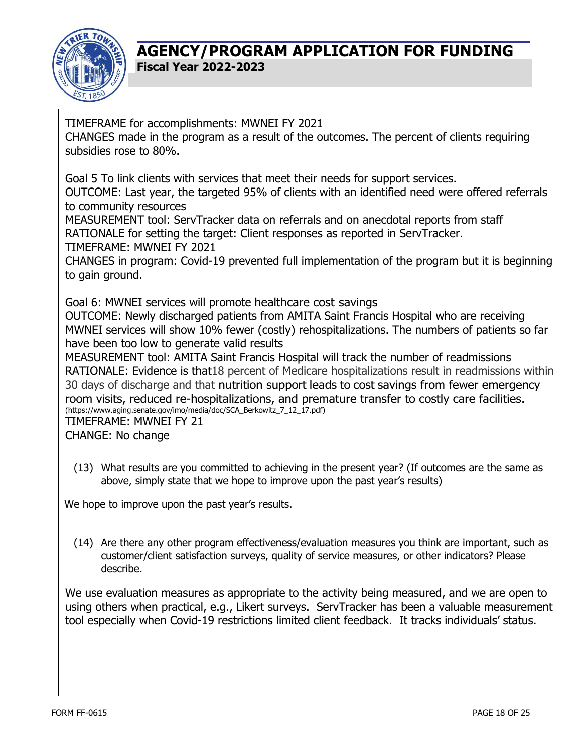TIMEFRAME for accomplishments: MWNEI FY 2021
CHANGES made in the program as a result of the outcomes. The percent of clients requiring subsidies rose to 80%.

Goal 5 To link clients with services that meet their needs for support services.
OUTCOME: Last year, the targeted 95% of clients with an identified need were offered referrals to community resources
MEASUREMENT tool: ServTracker data on referrals and on anecdotal reports from staff
RATIONALE for setting the target: Client responses as reported in ServTracker.
TIMEFRAME: MWNEI FY 2021
CHANGES in program: Covid-19 prevented full implementation of the program but it is beginning to gain ground.

Goal 6: MWNEI services will promote healthcare cost savings
OUTCOME: Newly discharged patients from AMITA Saint Francis Hospital who are receiving MWNEI services will show 10% fewer (costly) rehospitalizations. The numbers of patients so far have been too low to generate valid results
MEASUREMENT tool: AMITA Saint Francis Hospital will track the number of readmissions
RATIONALE: Evidence is that18 percent of Medicare hospitalizations result in readmissions within 30 days of discharge and that nutrition support leads to cost savings from fewer emergency room visits, reduced re-hospitalizations, and premature transfer to costly care facilities. (https://www.aging.senate.gov/imo/media/doc/SCA_Berkowitz_7_12_17.pdf)
TIMEFRAME: MWNEI FY 21
CHANGE: No change

(13) What results are you committed to achieving in the present year? (If outcomes are the same as above, simply state that we hope to improve upon the past year's results)

We hope to improve upon the past year's results.

(14) Are there any other program effectiveness/evaluation measures you think are important, such as customer/client satisfaction surveys, quality of service measures, or other indicators? Please describe.

We use evaluation measures as appropriate to the activity being measured, and we are open to using others when practical, e.g., Likert surveys. ServTracker has been a valuable measurement tool especially when Covid-19 restrictions limited client feedback. It tracks individuals' status.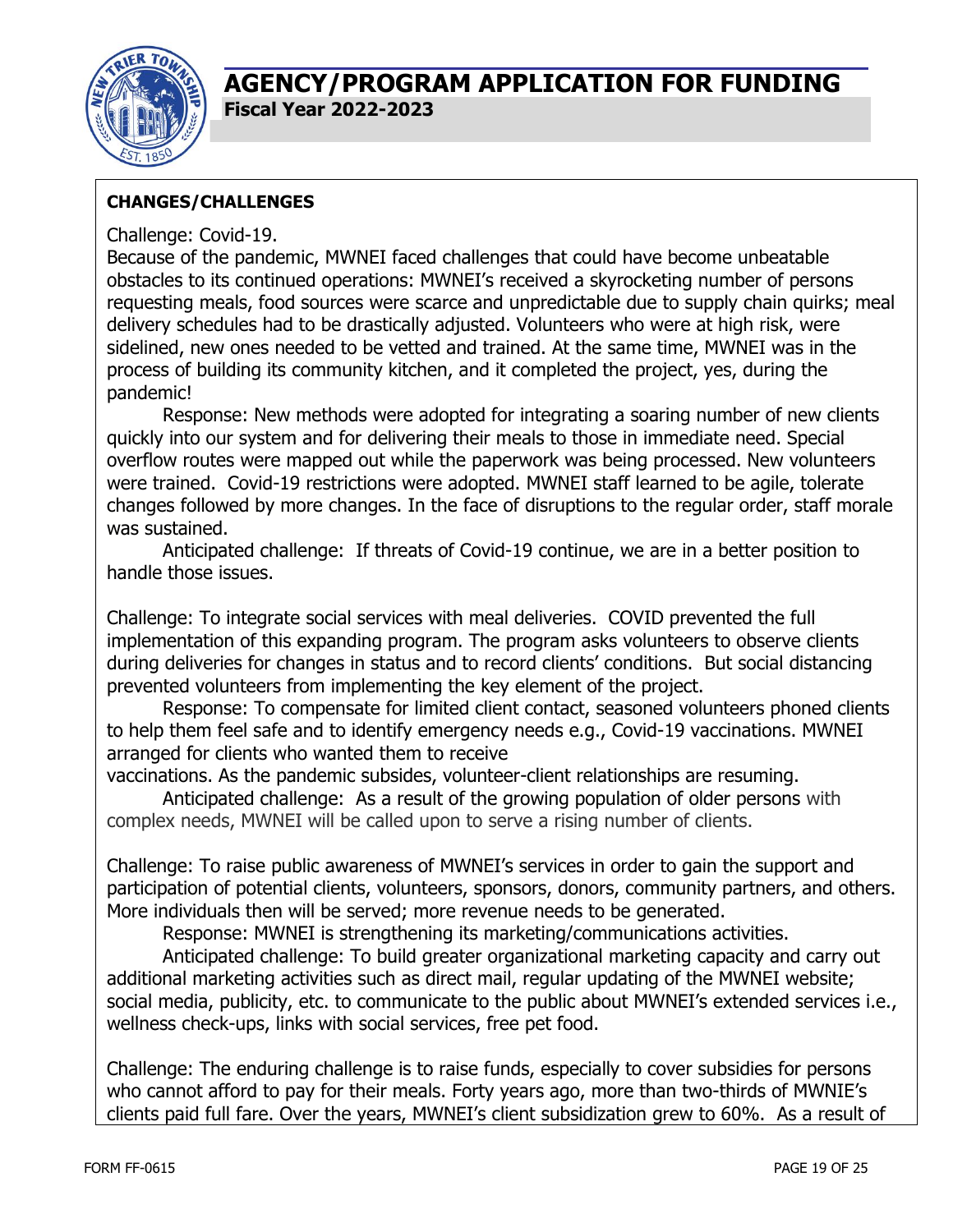**CHANGES/CHALLENGES**

Challenge: Covid-19.

Because of the pandemic, MWNEI faced challenges that could have become unbeatable obstacles to its continued operations: MWNEI's received a skyrocketing number of persons requesting meals, food sources were scarce and unpredictable due to supply chain quirks; meal delivery schedules had to be drastically adjusted. Volunteers who were at high risk, were sidelined, new ones needed to be vetted and trained. At the same time, MWNEI was in the process of building its community kitchen, and it completed the project, yes, during the pandemic!

Response: New methods were adopted for integrating a soaring number of new clients quickly into our system and for delivering their meals to those in immediate need. Special overflow routes were mapped out while the paperwork was being processed. New volunteers were trained. Covid-19 restrictions were adopted. MWNEI staff learned to be agile, tolerate changes followed by more changes. In the face of disruptions to the regular order, staff morale was sustained.

Anticipated challenge: If threats of Covid-19 continue, we are in a better position to handle those issues.

Challenge: To integrate social services with meal deliveries. COVID prevented the full implementation of this expanding program. The program asks volunteers to observe clients during deliveries for changes in status and to record clients' conditions. But social distancing prevented volunteers from implementing the key element of the project.

Response: To compensate for limited client contact, seasoned volunteers phoned clients to help them feel safe and to identify emergency needs e.g., Covid-19 vaccinations. MWNEI arranged for clients who wanted them to receive vaccinations. As the pandemic subsides, volunteer-client relationships are resuming.

Anticipated challenge: As a result of the growing population of older persons with complex needs, MWNEI will be called upon to serve a rising number of clients.

Challenge: To raise public awareness of MWNEI's services in order to gain the support and participation of potential clients, volunteers, sponsors, donors, community partners, and others. More individuals then will be served; more revenue needs to be generated.

Response: MWNEI is strengthening its marketing/communications activities.

Anticipated challenge: To build greater organizational marketing capacity and carry out additional marketing activities such as direct mail, regular updating of the MWNEI website; social media, publicity, etc. to communicate to the public about MWNEI's extended services i.e., wellness check-ups, links with social services, free pet food.

Challenge: The enduring challenge is to raise funds, especially to cover subsidies for persons who cannot afford to pay for their meals. Forty years ago, more than two-thirds of MWNIE's clients paid full fare. Over the years, MWNEI's client subsidization grew to 60%. As a result of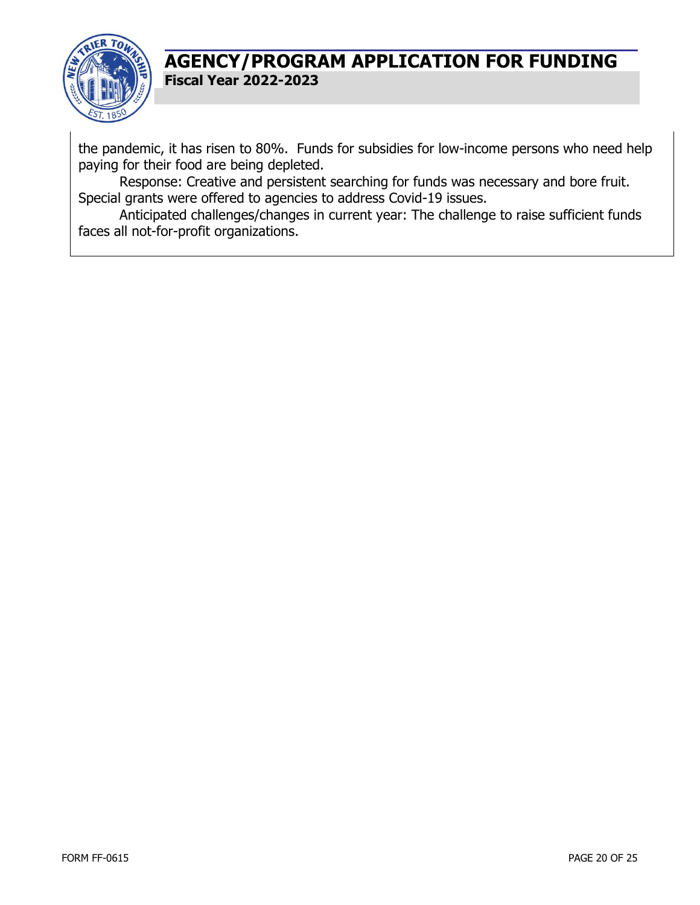the pandemic, it has risen to 80%. Funds for subsidies for low-income persons who need help paying for their food are being depleted.

Response: Creative and persistent searching for funds was necessary and bore fruit. Special grants were offered to agencies to address Covid-19 issues.

Anticipated challenges/changes in current year: The challenge to raise sufficient funds faces all not-for-profit organizations.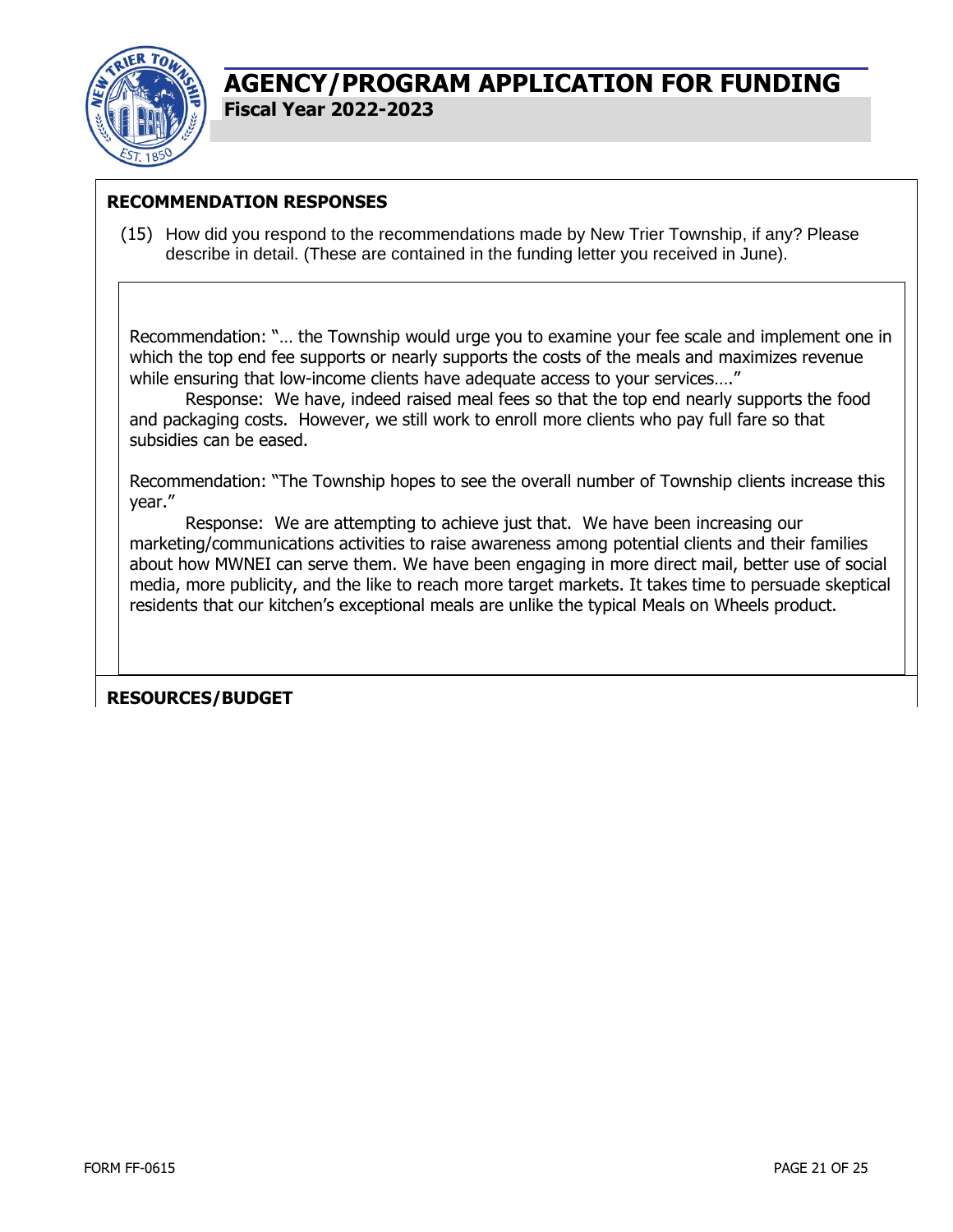# AGENCY/PROGRAM APPLICATION FOR FUNDING

**Fiscal Year 2022-2023**

## RECOMMENDATION RESPONSES

(15) How did you respond to the recommendations made by New Trier Township, if any? Please describe in detail. (These are contained in the funding letter you received in June).

Recommendation: "… the Township would urge you to examine your fee scale and implement one in which the top end fee supports or nearly supports the costs of the meals and maximizes revenue while ensuring that low-income clients have adequate access to your services…."

Response: We have, indeed raised meal fees so that the top end nearly supports the food and packaging costs. However, we still work to enroll more clients who pay full fare so that subsidies can be eased.

Recommendation: "The Township hopes to see the overall number of Township clients increase this year."

Response: We are attempting to achieve just that. We have been increasing our marketing/communications activities to raise awareness among potential clients and their families about how MWNEI can serve them. We have been engaging in more direct mail, better use of social media, more publicity, and the like to reach more target markets. It takes time to persuade skeptical residents that our kitchen's exceptional meals are unlike the typical Meals on Wheels product.

## RESOURCES/BUDGET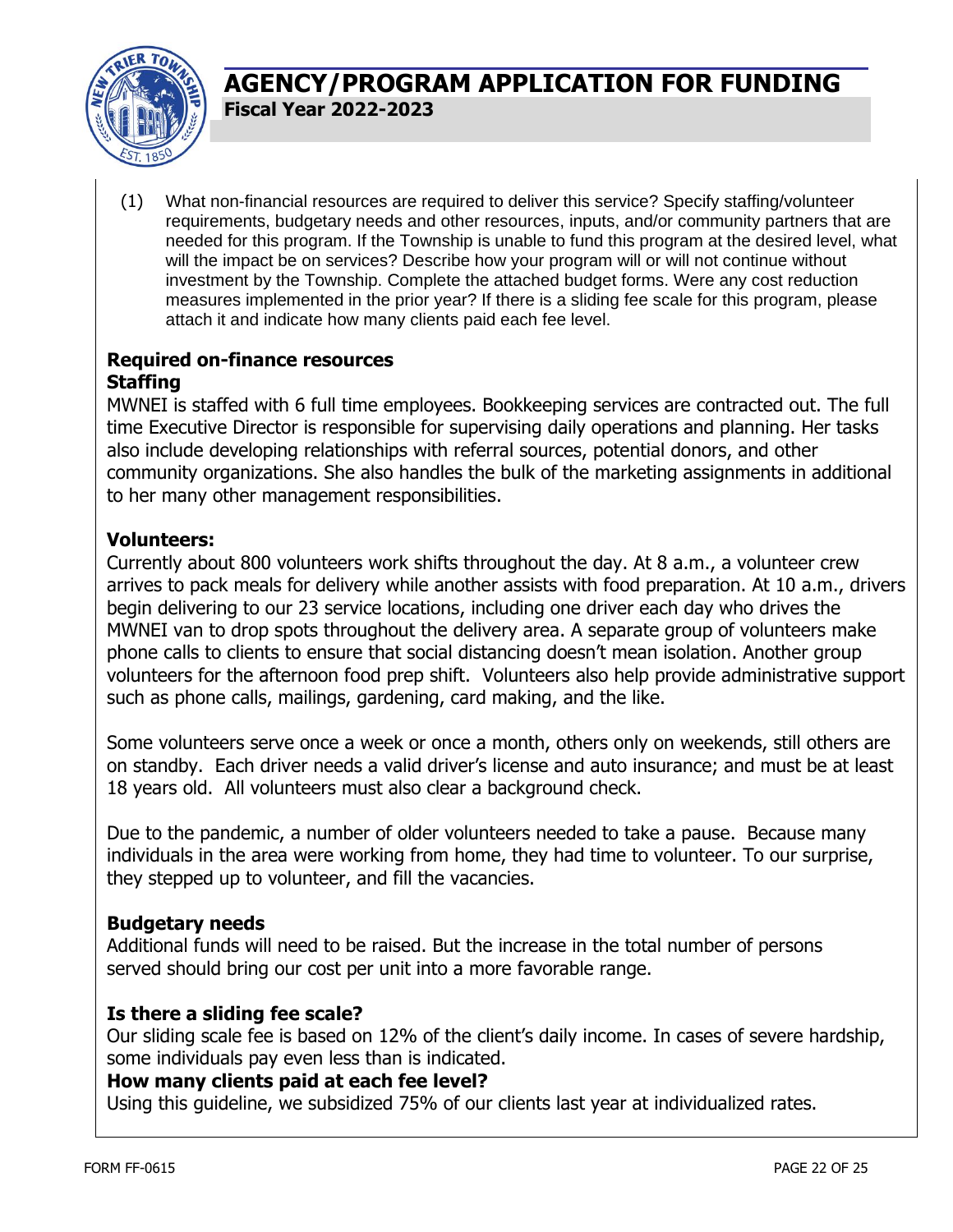# AGENCY/PROGRAM APPLICATION FOR FUNDING

**Fiscal Year 2022-2023**

(1) What non-financial resources are required to deliver this service? Specify staffing/volunteer requirements, budgetary needs and other resources, inputs, and/or community partners that are needed for this program. If the Township is unable to fund this program at the desired level, what will the impact be on services? Describe how your program will or will not continue without investment by the Township. Complete the attached budget forms. Were any cost reduction measures implemented in the prior year? If there is a sliding fee scale for this program, please attach it and indicate how many clients paid each fee level.

**Required on-finance resources**
**Staffing**

MWNEI is staffed with 6 full time employees. Bookkeeping services are contracted out. The full time Executive Director is responsible for supervising daily operations and planning. Her tasks also include developing relationships with referral sources, potential donors, and other community organizations. She also handles the bulk of the marketing assignments in additional to her many other management responsibilities.

**Volunteers:**

Currently about 800 volunteers work shifts throughout the day. At 8 a.m., a volunteer crew arrives to pack meals for delivery while another assists with food preparation. At 10 a.m., drivers begin delivering to our 23 service locations, including one driver each day who drives the MWNEI van to drop spots throughout the delivery area. A separate group of volunteers make phone calls to clients to ensure that social distancing doesn't mean isolation. Another group volunteers for the afternoon food prep shift. Volunteers also help provide administrative support such as phone calls, mailings, gardening, card making, and the like.

Some volunteers serve once a week or once a month, others only on weekends, still others are on standby. Each driver needs a valid driver's license and auto insurance; and must be at least 18 years old. All volunteers must also clear a background check.

Due to the pandemic, a number of older volunteers needed to take a pause. Because many individuals in the area were working from home, they had time to volunteer. To our surprise, they stepped up to volunteer, and fill the vacancies.

**Budgetary needs**

Additional funds will need to be raised. But the increase in the total number of persons served should bring our cost per unit into a more favorable range.

**Is there a sliding fee scale?**

Our sliding scale fee is based on 12% of the client's daily income. In cases of severe hardship, some individuals pay even less than is indicated.

**How many clients paid at each fee level?**

Using this guideline, we subsidized 75% of our clients last year at individualized rates.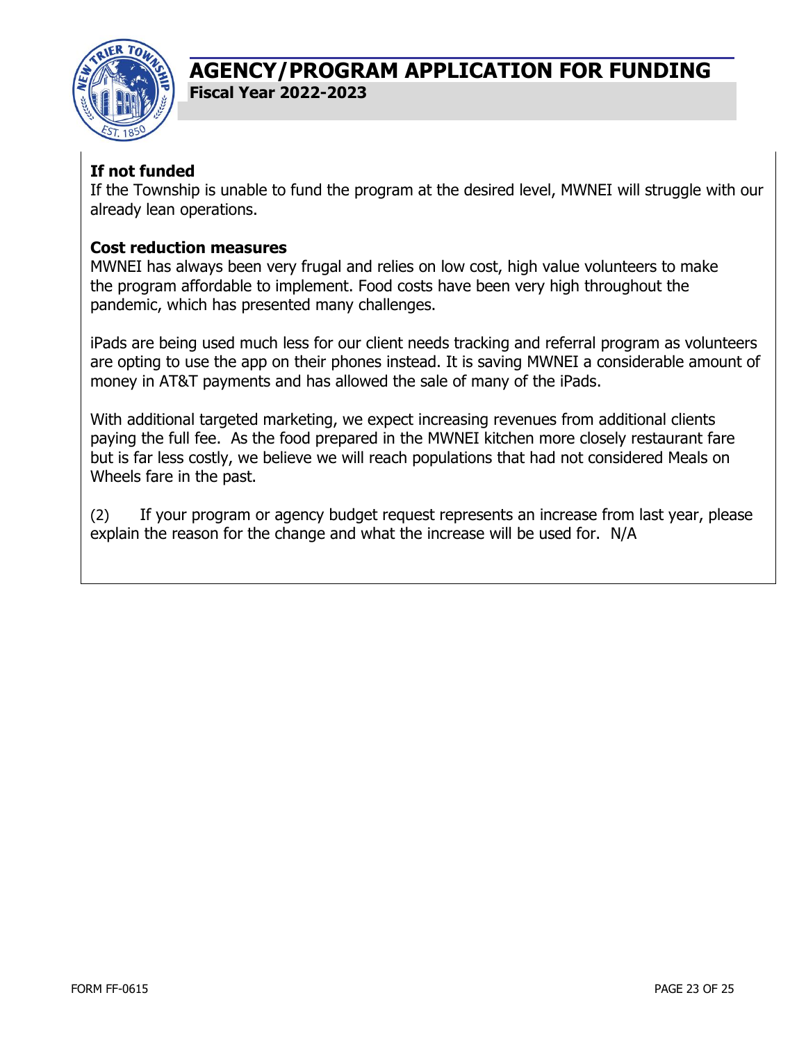**If not funded**
If the Township is unable to fund the program at the desired level, MWNEI will struggle with our already lean operations.

**Cost reduction measures**
MWNEI has always been very frugal and relies on low cost, high value volunteers to make the program affordable to implement. Food costs have been very high throughout the pandemic, which has presented many challenges.

iPads are being used much less for our client needs tracking and referral program as volunteers are opting to use the app on their phones instead. It is saving MWNEI a considerable amount of money in AT&T payments and has allowed the sale of many of the iPads.

With additional targeted marketing, we expect increasing revenues from additional clients paying the full fee. As the food prepared in the MWNEI kitchen more closely restaurant fare but is far less costly, we believe we will reach populations that had not considered Meals on Wheels fare in the past.

(2) If your program or agency budget request represents an increase from last year, please explain the reason for the change and what the increase will be used for. N/A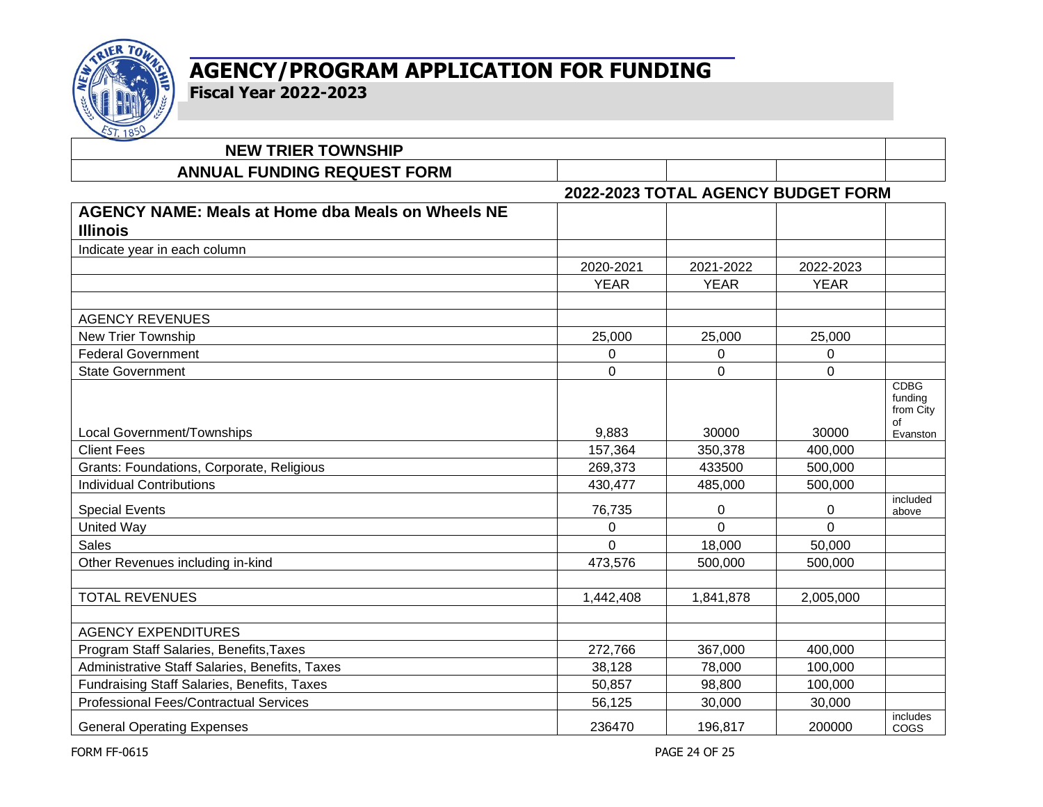# AGENCY/PROGRAM APPLICATION FOR FUNDING

**Fiscal Year 2022-2023**

| NEW TRIER TOWNSHIP | | | | |
|---|---|---|---|---|
| **ANNUAL FUNDING REQUEST FORM** | | | | |
| | **2022-2023 TOTAL AGENCY BUDGET FORM** | | | |
| **AGENCY NAME: Meals at Home dba Meals on Wheels NE Illinois** | | | | |
| Indicate year in each column | | | | |
| | 2020-2021 | 2021-2022 | 2022-2023 | |
| | YEAR | YEAR | YEAR | |
| | | | | |
| AGENCY REVENUES | | | | |
| New Trier Township | 25,000 | 25,000 | 25,000 | |
| Federal Government | 0 | 0 | 0 | |
| State Government | 0 | 0 | 0 | |
| Local Government/Townships | 9,883 | 30000 | 30000 | CDBG funding from City of Evanston |
| Client Fees | 157,364 | 350,378 | 400,000 | |
| Grants: Foundations, Corporate, Religious | 269,373 | 433500 | 500,000 | |
| Individual Contributions | 430,477 | 485,000 | 500,000 | |
| Special Events | 76,735 | 0 | 0 | included above |
| United Way | 0 | 0 | 0 | |
| Sales | 0 | 18,000 | 50,000 | |
| Other Revenues including in-kind | 473,576 | 500,000 | 500,000 | |
| | | | | |
| TOTAL REVENUES | 1,442,408 | 1,841,878 | 2,005,000 | |
| | | | | |
| AGENCY EXPENDITURES | | | | |
| Program Staff Salaries, Benefits,Taxes | 272,766 | 367,000 | 400,000 | |
| Administrative Staff Salaries, Benefits, Taxes | 38,128 | 78,000 | 100,000 | |
| Fundraising Staff Salaries, Benefits, Taxes | 50,857 | 98,800 | 100,000 | |
| Professional Fees/Contractual Services | 56,125 | 30,000 | 30,000 | |
| General Operating Expenses | 236470 | 196,817 | 200000 | includes COGS |

FORM FF-0615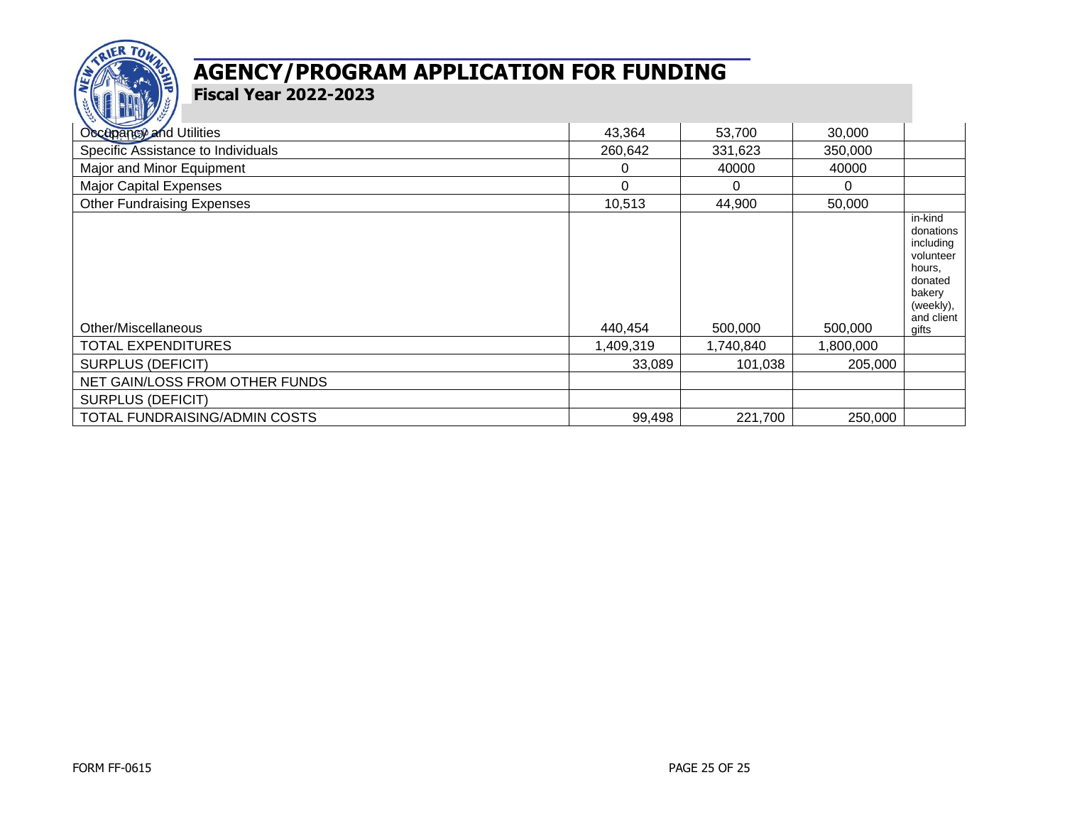# AGENCY/PROGRAM APPLICATION FOR FUNDING

**Fiscal Year 2022-2023**

| | | | | |
|---|---|---|---|---|
| Occupancy and Utilities | 43,364 | 53,700 | 30,000 | |
| Specific Assistance to Individuals | 260,642 | 331,623 | 350,000 | |
| Major and Minor Equipment | 0 | 40000 | 40000 | |
| Major Capital Expenses | 0 | 0 | 0 | |
| Other Fundraising Expenses | 10,513 | 44,900 | 50,000 | |
| Other/Miscellaneous | 440,454 | 500,000 | 500,000 | in-kind donations including volunteer hours, donated bakery (weekly), and client gifts |
| TOTAL EXPENDITURES | 1,409,319 | 1,740,840 | 1,800,000 | |
| SURPLUS (DEFICIT) | 33,089 | 101,038 | 205,000 | |
| NET GAIN/LOSS FROM OTHER FUNDS | | | | |
| SURPLUS (DEFICIT) | | | | |
| TOTAL FUNDRAISING/ADMIN COSTS | 99,498 | 221,700 | 250,000 | |

FORM FF-0615